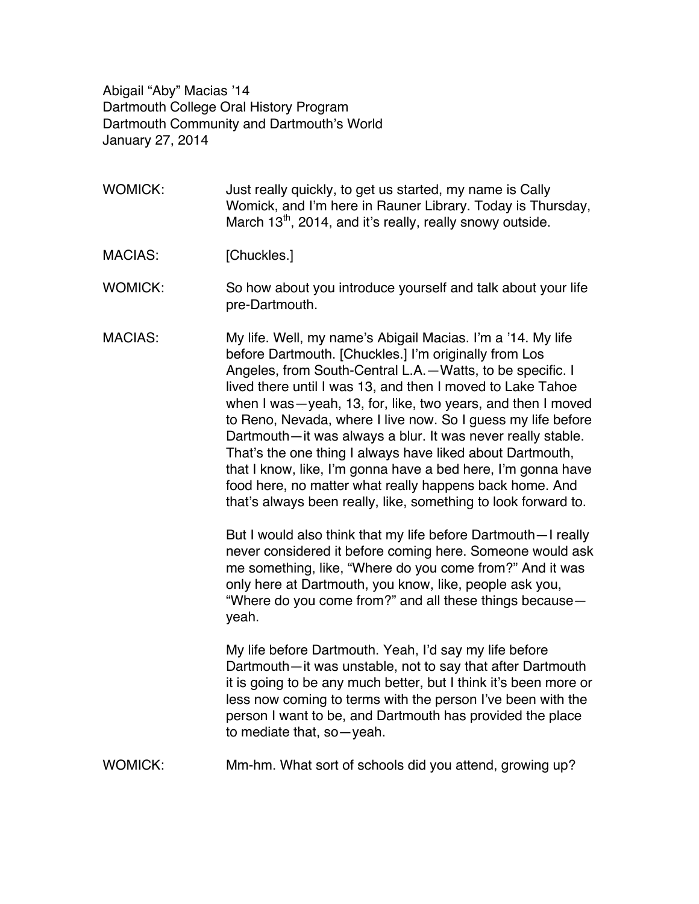Abigail "Aby" Macias '14
Dartmouth College Oral History Program
Dartmouth Community and Dartmouth's World
January 27, 2014

WOMICK: Just really quickly, to get us started, my name is Cally Womick, and I'm here in Rauner Library. Today is Thursday, March 13th, 2014, and it's really, really snowy outside.

MACIAS: [Chuckles.]

WOMICK: So how about you introduce yourself and talk about your life pre-Dartmouth.

MACIAS: My life. Well, my name's Abigail Macias. I'm a '14. My life before Dartmouth. [Chuckles.] I'm originally from Los Angeles, from South-Central L.A.—Watts, to be specific. I lived there until I was 13, and then I moved to Lake Tahoe when I was—yeah, 13, for, like, two years, and then I moved to Reno, Nevada, where I live now. So I guess my life before Dartmouth—it was always a blur. It was never really stable. That's the one thing I always have liked about Dartmouth, that I know, like, I'm gonna have a bed here, I'm gonna have food here, no matter what really happens back home. And that's always been really, like, something to look forward to.

But I would also think that my life before Dartmouth—I really never considered it before coming here. Someone would ask me something, like, "Where do you come from?" And it was only here at Dartmouth, you know, like, people ask you, "Where do you come from?" and all these things because—yeah.

My life before Dartmouth. Yeah, I'd say my life before Dartmouth—it was unstable, not to say that after Dartmouth it is going to be any much better, but I think it's been more or less now coming to terms with the person I've been with the person I want to be, and Dartmouth has provided the place to mediate that, so—yeah.

WOMICK: Mm-hm. What sort of schools did you attend, growing up?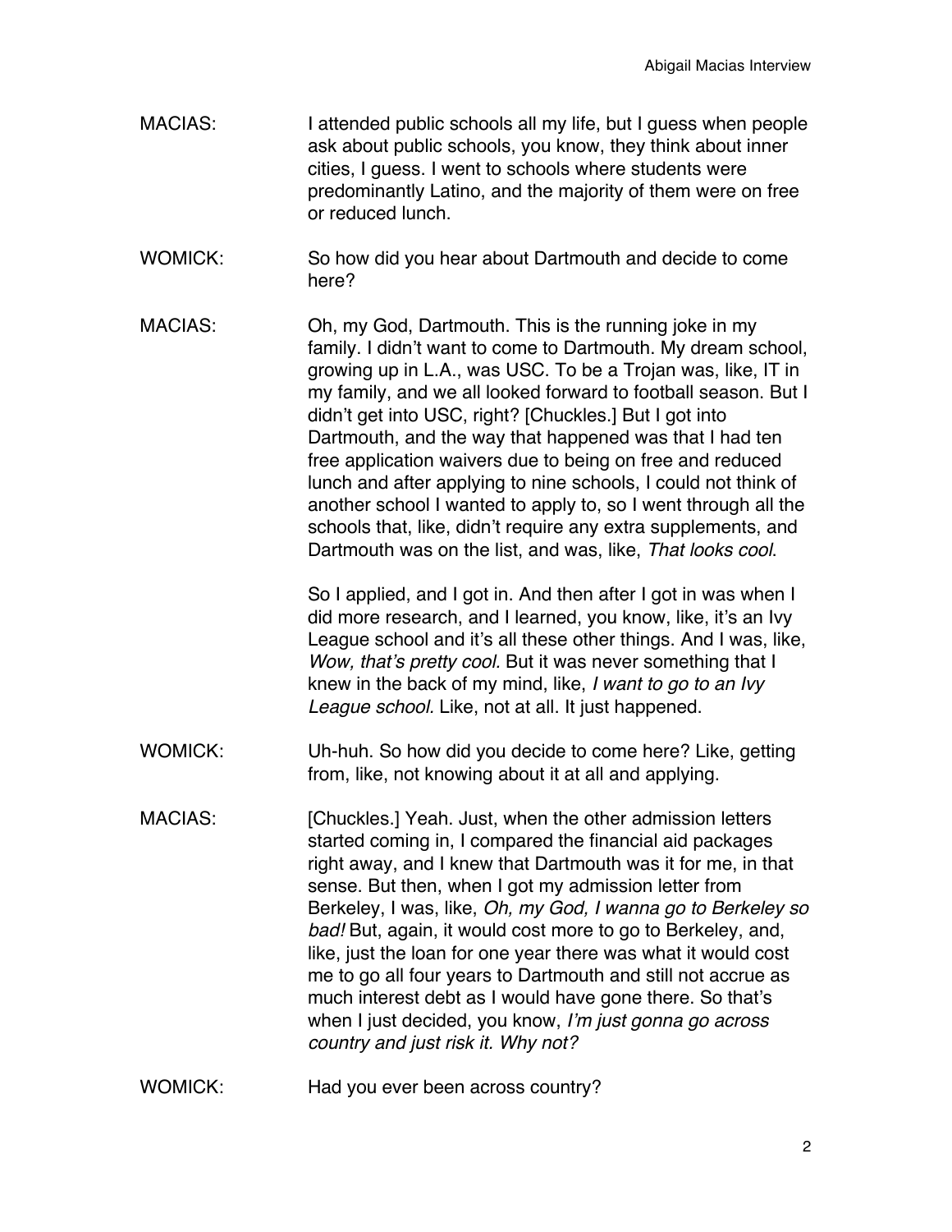MACIAS: I attended public schools all my life, but I guess when people ask about public schools, you know, they think about inner cities, I guess. I went to schools where students were predominantly Latino, and the majority of them were on free or reduced lunch.

WOMICK: So how did you hear about Dartmouth and decide to come here?

MACIAS: Oh, my God, Dartmouth. This is the running joke in my family. I didn't want to come to Dartmouth. My dream school, growing up in L.A., was USC. To be a Trojan was, like, IT in my family, and we all looked forward to football season. But I didn't get into USC, right? [Chuckles.] But I got into Dartmouth, and the way that happened was that I had ten free application waivers due to being on free and reduced lunch and after applying to nine schools, I could not think of another school I wanted to apply to, so I went through all the schools that, like, didn't require any extra supplements, and Dartmouth was on the list, and was, like, *That looks cool*.

So I applied, and I got in. And then after I got in was when I did more research, and I learned, you know, like, it's an Ivy League school and it's all these other things. And I was, like, *Wow, that's pretty cool.* But it was never something that I knew in the back of my mind, like, *I want to go to an Ivy League school.* Like, not at all. It just happened.

WOMICK: Uh-huh. So how did you decide to come here? Like, getting from, like, not knowing about it at all and applying.

MACIAS: [Chuckles.] Yeah. Just, when the other admission letters started coming in, I compared the financial aid packages right away, and I knew that Dartmouth was it for me, in that sense. But then, when I got my admission letter from Berkeley, I was, like, *Oh, my God, I wanna go to Berkeley so bad!* But, again, it would cost more to go to Berkeley, and, like, just the loan for one year there was what it would cost me to go all four years to Dartmouth and still not accrue as much interest debt as I would have gone there. So that's when I just decided, you know, *I'm just gonna go across country and just risk it. Why not?*

WOMICK: Had you ever been across country?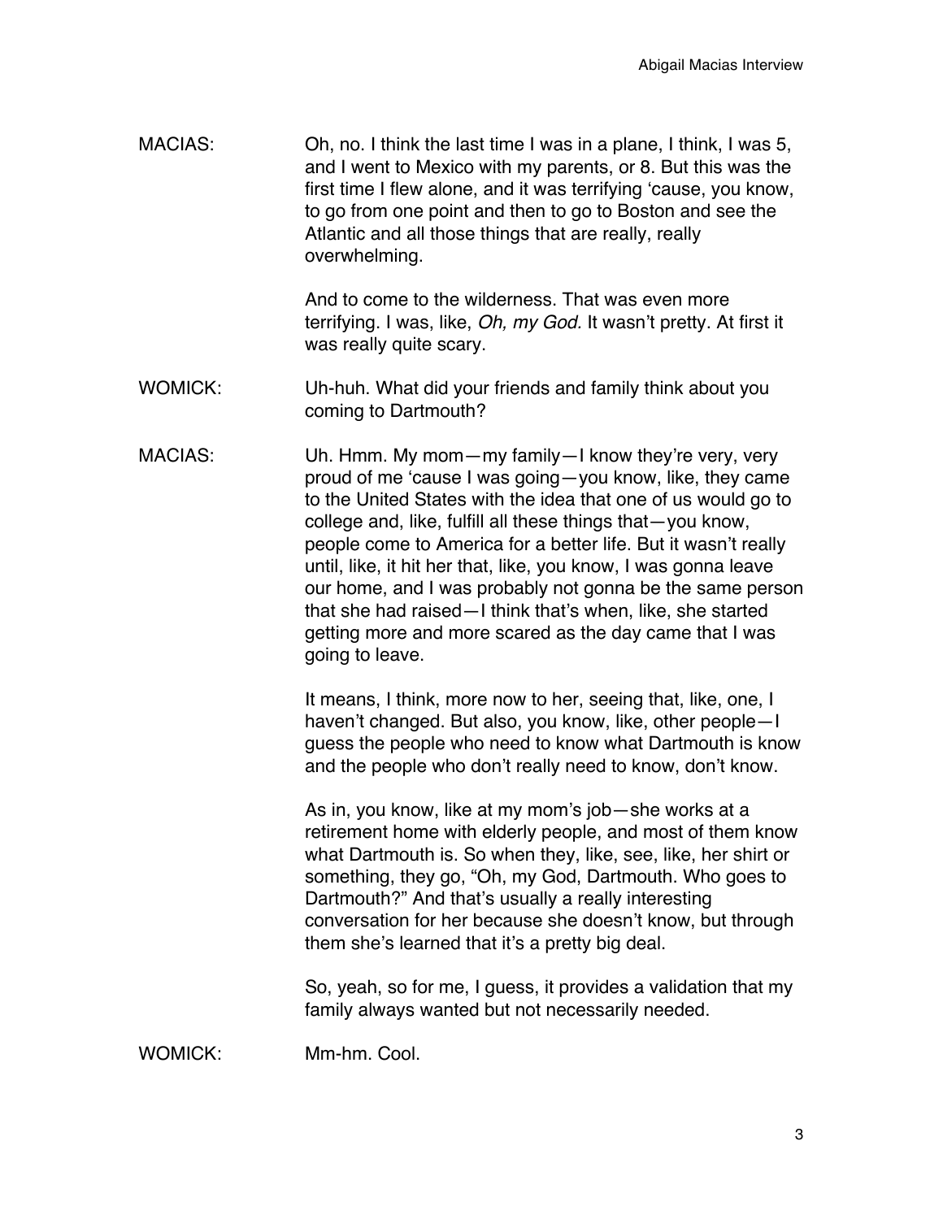MACIAS: Oh, no. I think the last time I was in a plane, I think, I was 5, and I went to Mexico with my parents, or 8. But this was the first time I flew alone, and it was terrifying 'cause, you know, to go from one point and then to go to Boston and see the Atlantic and all those things that are really, really overwhelming.

And to come to the wilderness. That was even more terrifying. I was, like, *Oh, my God.* It wasn't pretty. At first it was really quite scary.

WOMICK: Uh-huh. What did your friends and family think about you coming to Dartmouth?

MACIAS: Uh. Hmm. My mom—my family—I know they're very, very proud of me 'cause I was going—you know, like, they came to the United States with the idea that one of us would go to college and, like, fulfill all these things that—you know, people come to America for a better life. But it wasn't really until, like, it hit her that, like, you know, I was gonna leave our home, and I was probably not gonna be the same person that she had raised—I think that's when, like, she started getting more and more scared as the day came that I was going to leave.

It means, I think, more now to her, seeing that, like, one, I haven't changed. But also, you know, like, other people—I guess the people who need to know what Dartmouth is know and the people who don't really need to know, don't know.

As in, you know, like at my mom's job—she works at a retirement home with elderly people, and most of them know what Dartmouth is. So when they, like, see, like, her shirt or something, they go, "Oh, my God, Dartmouth. Who goes to Dartmouth?" And that's usually a really interesting conversation for her because she doesn't know, but through them she's learned that it's a pretty big deal.

So, yeah, so for me, I guess, it provides a validation that my family always wanted but not necessarily needed.

WOMICK: Mm-hm. Cool.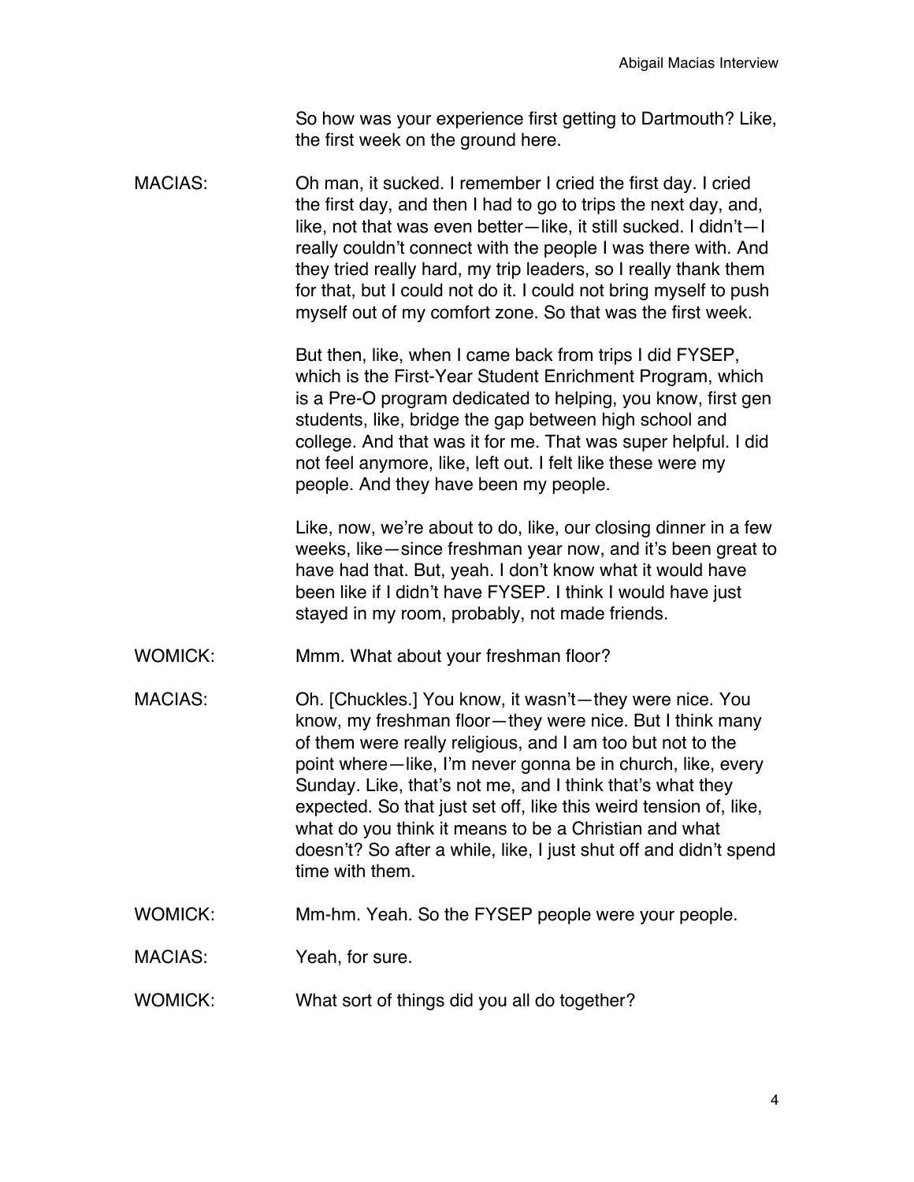So how was your experience first getting to Dartmouth? Like, the first week on the ground here.

MACIAS: Oh man, it sucked. I remember I cried the first day. I cried the first day, and then I had to go to trips the next day, and, like, not that was even better—like, it still sucked. I didn't—I really couldn't connect with the people I was there with. And they tried really hard, my trip leaders, so I really thank them for that, but I could not do it. I could not bring myself to push myself out of my comfort zone. So that was the first week.

But then, like, when I came back from trips I did FYSEP, which is the First-Year Student Enrichment Program, which is a Pre-O program dedicated to helping, you know, first gen students, like, bridge the gap between high school and college. And that was it for me. That was super helpful. I did not feel anymore, like, left out. I felt like these were my people. And they have been my people.

Like, now, we're about to do, like, our closing dinner in a few weeks, like—since freshman year now, and it's been great to have had that. But, yeah. I don't know what it would have been like if I didn't have FYSEP. I think I would have just stayed in my room, probably, not made friends.

WOMICK: Mmm. What about your freshman floor?

MACIAS: Oh. [Chuckles.] You know, it wasn't—they were nice. You know, my freshman floor—they were nice. But I think many of them were really religious, and I am too but not to the point where—like, I'm never gonna be in church, like, every Sunday. Like, that's not me, and I think that's what they expected. So that just set off, like this weird tension of, like, what do you think it means to be a Christian and what doesn't? So after a while, like, I just shut off and didn't spend time with them.

WOMICK: Mm-hm. Yeah. So the FYSEP people were your people.

MACIAS: Yeah, for sure.

WOMICK: What sort of things did you all do together?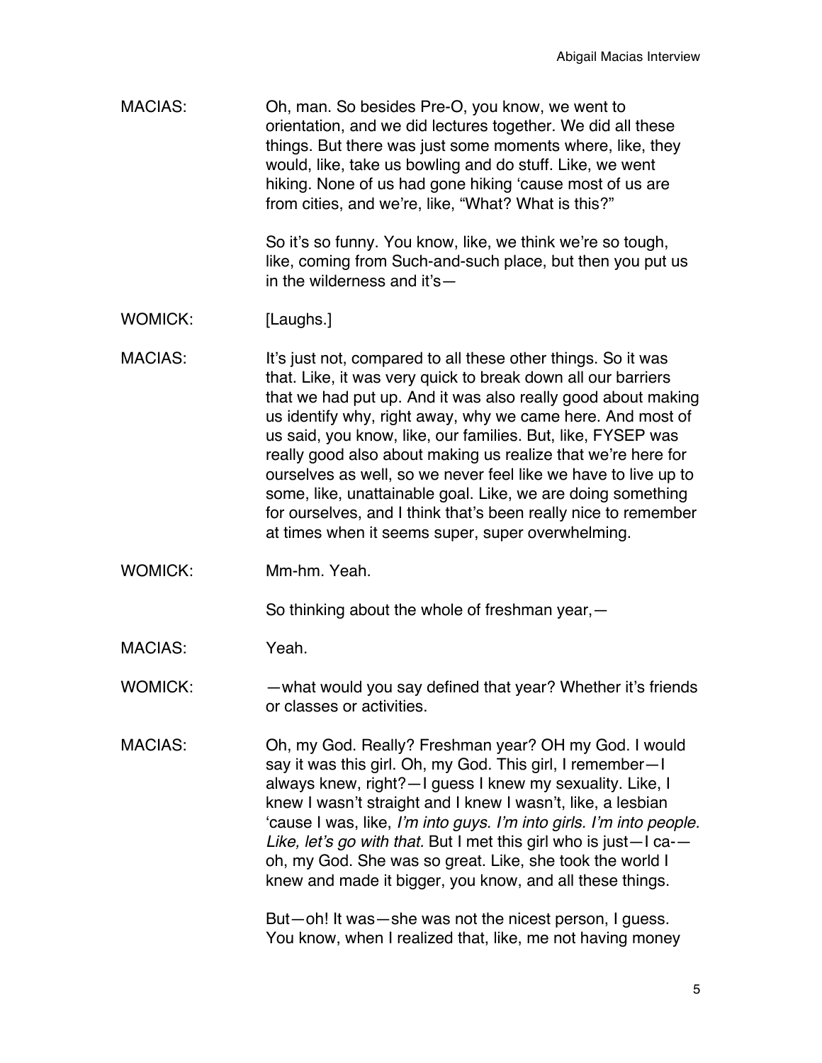MACIAS: Oh, man. So besides Pre-O, you know, we went to orientation, and we did lectures together. We did all these things. But there was just some moments where, like, they would, like, take us bowling and do stuff. Like, we went hiking. None of us had gone hiking 'cause most of us are from cities, and we're, like, "What? What is this?"

So it's so funny. You know, like, we think we're so tough, like, coming from Such-and-such place, but then you put us in the wilderness and it's—

WOMICK: [Laughs.]

MACIAS: It's just not, compared to all these other things. So it was that. Like, it was very quick to break down all our barriers that we had put up. And it was also really good about making us identify why, right away, why we came here. And most of us said, you know, like, our families. But, like, FYSEP was really good also about making us realize that we're here for ourselves as well, so we never feel like we have to live up to some, like, unattainable goal. Like, we are doing something for ourselves, and I think that's been really nice to remember at times when it seems super, super overwhelming.

WOMICK: Mm-hm. Yeah.

So thinking about the whole of freshman year,—

MACIAS: Yeah.

WOMICK: —what would you say defined that year? Whether it's friends or classes or activities.

MACIAS: Oh, my God. Really? Freshman year? OH my God. I would say it was this girl. Oh, my God. This girl, I remember—I always knew, right?—I guess I knew my sexuality. Like, I knew I wasn't straight and I knew I wasn't, like, a lesbian 'cause I was, like, *I'm into guys. I'm into girls. I'm into people. Like, let's go with that.* But I met this girl who is just—I ca-—oh, my God. She was so great. Like, she took the world I knew and made it bigger, you know, and all these things.

But—oh! It was—she was not the nicest person, I guess. You know, when I realized that, like, me not having money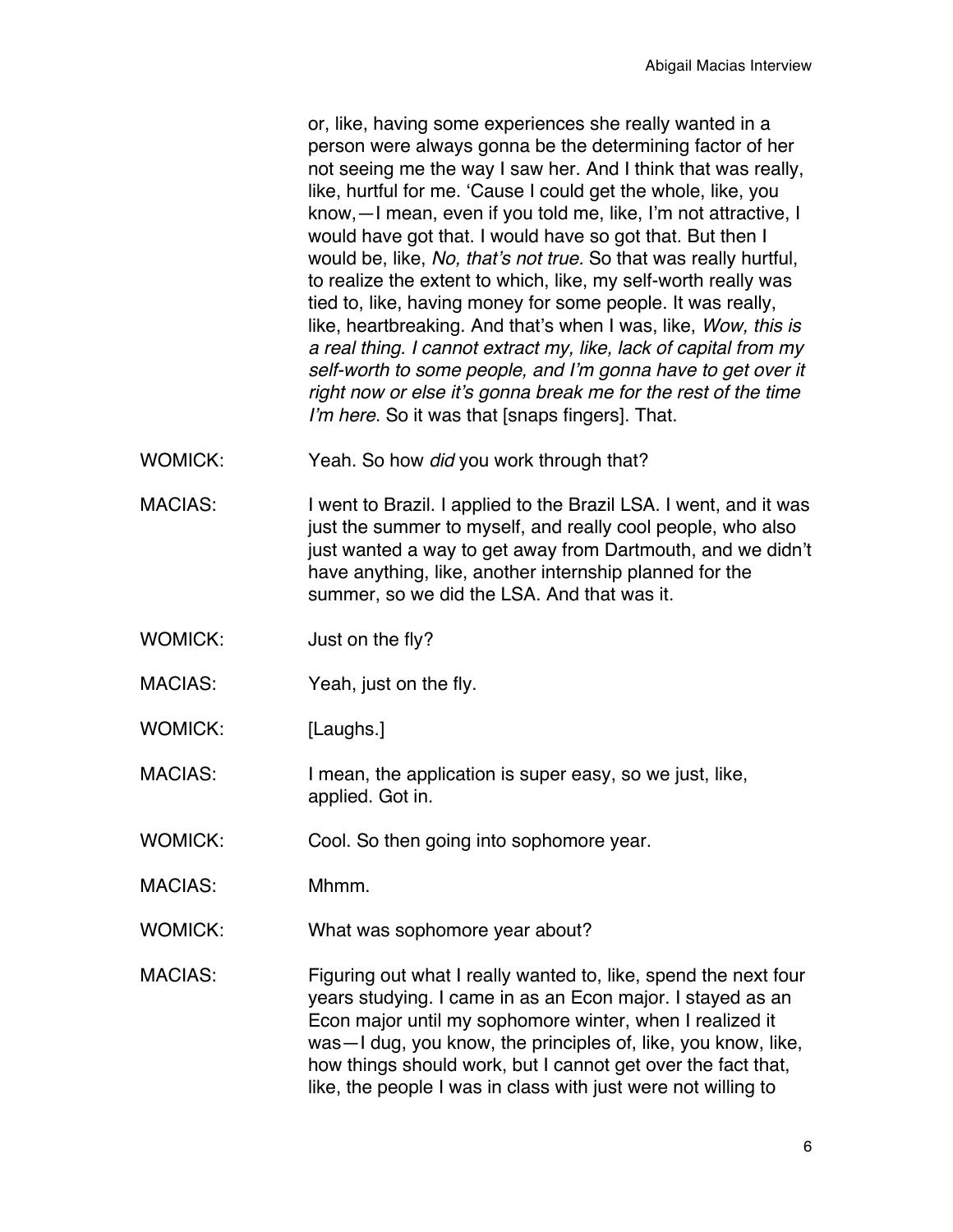or, like, having some experiences she really wanted in a person were always gonna be the determining factor of her not seeing me the way I saw her. And I think that was really, like, hurtful for me. 'Cause I could get the whole, like, you know,—I mean, even if you told me, like, I'm not attractive, I would have got that. I would have so got that. But then I would be, like, *No, that's not true.* So that was really hurtful, to realize the extent to which, like, my self-worth really was tied to, like, having money for some people. It was really, like, heartbreaking. And that's when I was, like, *Wow, this is a real thing. I cannot extract my, like, lack of capital from my self-worth to some people, and I'm gonna have to get over it right now or else it's gonna break me for the rest of the time I'm here*. So it was that [snaps fingers]. That.

WOMICK: Yeah. So how *did* you work through that?

MACIAS: I went to Brazil. I applied to the Brazil LSA. I went, and it was just the summer to myself, and really cool people, who also just wanted a way to get away from Dartmouth, and we didn't have anything, like, another internship planned for the summer, so we did the LSA. And that was it.

WOMICK: Just on the fly?

MACIAS: Yeah, just on the fly.

WOMICK: [Laughs.]

MACIAS: I mean, the application is super easy, so we just, like, applied. Got in.

WOMICK: Cool. So then going into sophomore year.

MACIAS: Mhmm.

WOMICK: What was sophomore year about?

MACIAS: Figuring out what I really wanted to, like, spend the next four years studying. I came in as an Econ major. I stayed as an Econ major until my sophomore winter, when I realized it was—I dug, you know, the principles of, like, you know, like, how things should work, but I cannot get over the fact that, like, the people I was in class with just were not willing to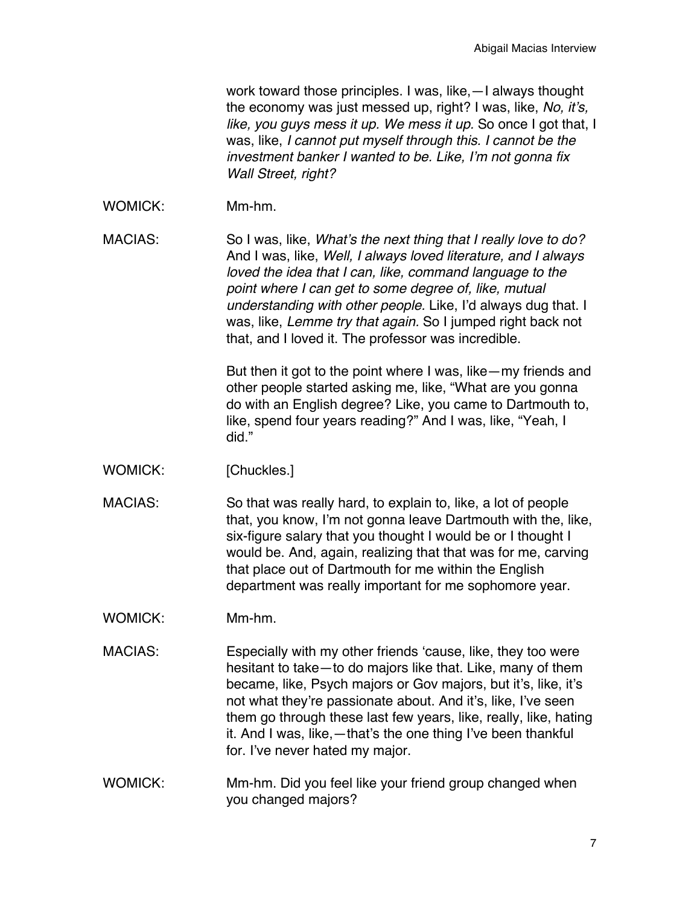work toward those principles. I was, like,—I always thought the economy was just messed up, right? I was, like, *No, it's, like, you guys mess it up. We mess it up.* So once I got that, I was, like, *I cannot put myself through this. I cannot be the investment banker I wanted to be. Like, I'm not gonna fix Wall Street, right?*

WOMICK: Mm-hm.

MACIAS: So I was, like, *What's the next thing that I really love to do?* And I was, like, *Well, I always loved literature, and I always loved the idea that I can, like, command language to the point where I can get to some degree of, like, mutual understanding with other people.* Like, I'd always dug that. I was, like, *Lemme try that again.* So I jumped right back not that, and I loved it. The professor was incredible.

But then it got to the point where I was, like—my friends and other people started asking me, like, "What are you gonna do with an English degree? Like, you came to Dartmouth to, like, spend four years reading?" And I was, like, "Yeah, I did."

WOMICK: [Chuckles.]

MACIAS: So that was really hard, to explain to, like, a lot of people that, you know, I'm not gonna leave Dartmouth with the, like, six-figure salary that you thought I would be or I thought I would be. And, again, realizing that that was for me, carving that place out of Dartmouth for me within the English department was really important for me sophomore year.

WOMICK: Mm-hm.

MACIAS: Especially with my other friends 'cause, like, they too were hesitant to take—to do majors like that. Like, many of them became, like, Psych majors or Gov majors, but it's, like, it's not what they're passionate about. And it's, like, I've seen them go through these last few years, like, really, like, hating it. And I was, like,—that's the one thing I've been thankful for. I've never hated my major.

WOMICK: Mm-hm. Did you feel like your friend group changed when you changed majors?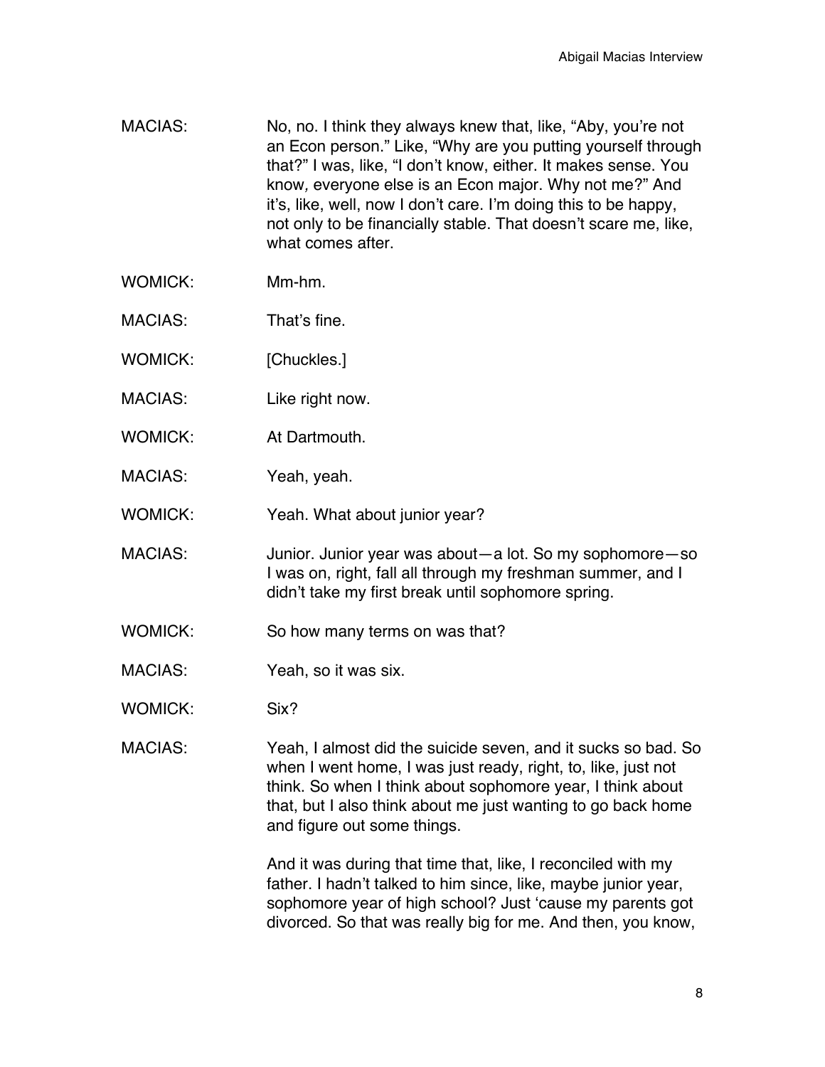MACIAS: No, no. I think they always knew that, like, "Aby, you're not an Econ person." Like, "Why are you putting yourself through that?" I was, like, "I don't know, either. It makes sense. You know, everyone else is an Econ major. Why not me?" And it's, like, well, now I don't care. I'm doing this to be happy, not only to be financially stable. That doesn't scare me, like, what comes after.

WOMICK: Mm-hm.

MACIAS: That's fine.

WOMICK: [Chuckles.]

MACIAS: Like right now.

WOMICK: At Dartmouth.

MACIAS: Yeah, yeah.

WOMICK: Yeah. What about junior year?

MACIAS: Junior. Junior year was about—a lot. So my sophomore—so I was on, right, fall all through my freshman summer, and I didn't take my first break until sophomore spring.

WOMICK: So how many terms on was that?

MACIAS: Yeah, so it was six.

WOMICK: Six?

MACIAS: Yeah, I almost did the suicide seven, and it sucks so bad. So when I went home, I was just ready, right, to, like, just not think. So when I think about sophomore year, I think about that, but I also think about me just wanting to go back home and figure out some things.

And it was during that time that, like, I reconciled with my father. I hadn't talked to him since, like, maybe junior year, sophomore year of high school? Just 'cause my parents got divorced. So that was really big for me. And then, you know,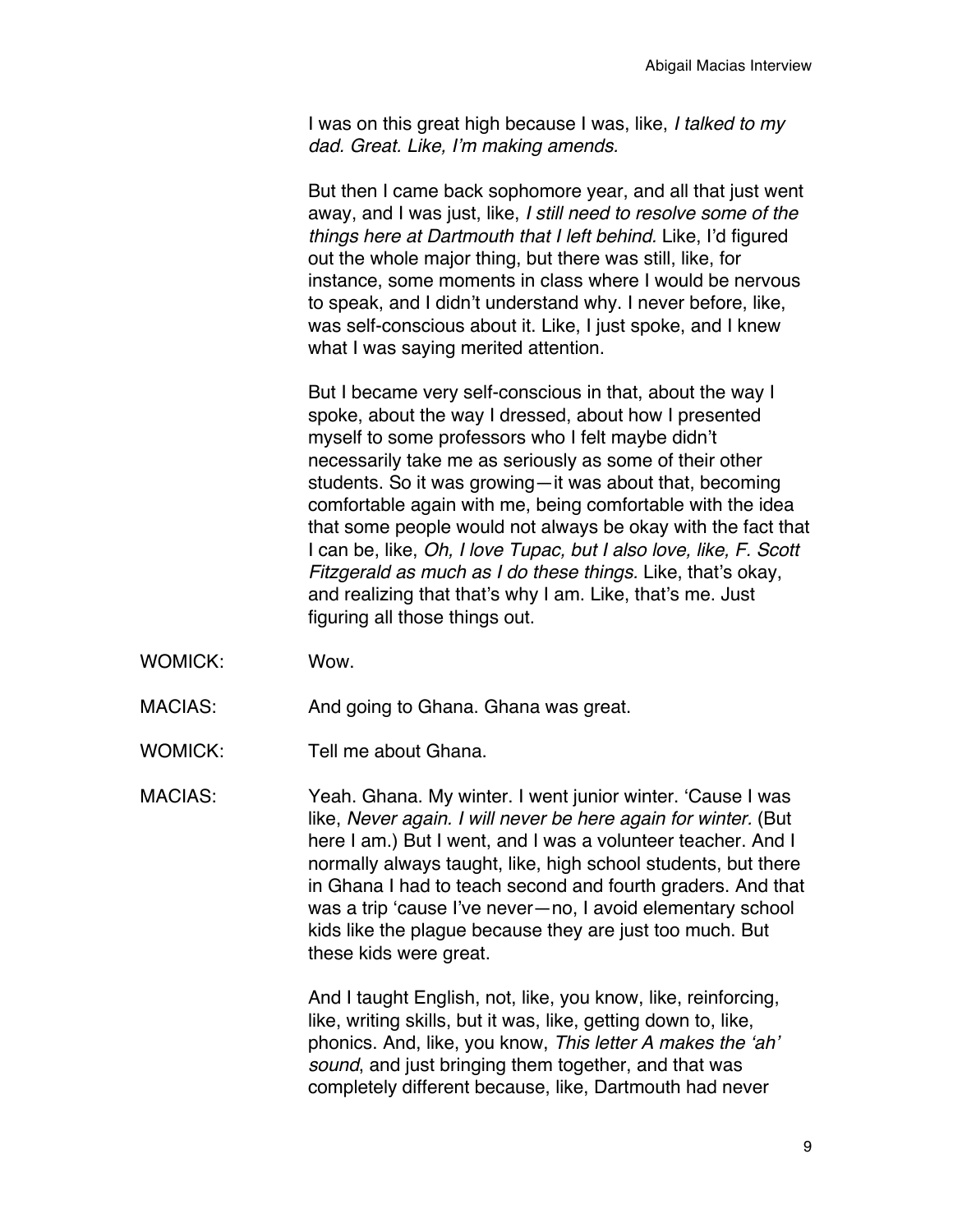I was on this great high because I was, like, *I talked to my dad. Great. Like, I'm making amends.*

But then I came back sophomore year, and all that just went away, and I was just, like, *I still need to resolve some of the things here at Dartmouth that I left behind.* Like, I'd figured out the whole major thing, but there was still, like, for instance, some moments in class where I would be nervous to speak, and I didn't understand why. I never before, like, was self-conscious about it. Like, I just spoke, and I knew what I was saying merited attention.

But I became very self-conscious in that, about the way I spoke, about the way I dressed, about how I presented myself to some professors who I felt maybe didn't necessarily take me as seriously as some of their other students. So it was growing—it was about that, becoming comfortable again with me, being comfortable with the idea that some people would not always be okay with the fact that I can be, like, *Oh, I love Tupac, but I also love, like, F. Scott Fitzgerald as much as I do these things.* Like, that's okay, and realizing that that's why I am. Like, that's me. Just figuring all those things out.

WOMICK: Wow.

MACIAS: And going to Ghana. Ghana was great.

WOMICK: Tell me about Ghana.

MACIAS: Yeah. Ghana. My winter. I went junior winter. 'Cause I was like, *Never again. I will never be here again for winter.* (But here I am.) But I went, and I was a volunteer teacher. And I normally always taught, like, high school students, but there in Ghana I had to teach second and fourth graders. And that was a trip 'cause I've never—no, I avoid elementary school kids like the plague because they are just too much. But these kids were great.

And I taught English, not, like, you know, like, reinforcing, like, writing skills, but it was, like, getting down to, like, phonics. And, like, you know, *This letter A makes the 'ah' sound*, and just bringing them together, and that was completely different because, like, Dartmouth had never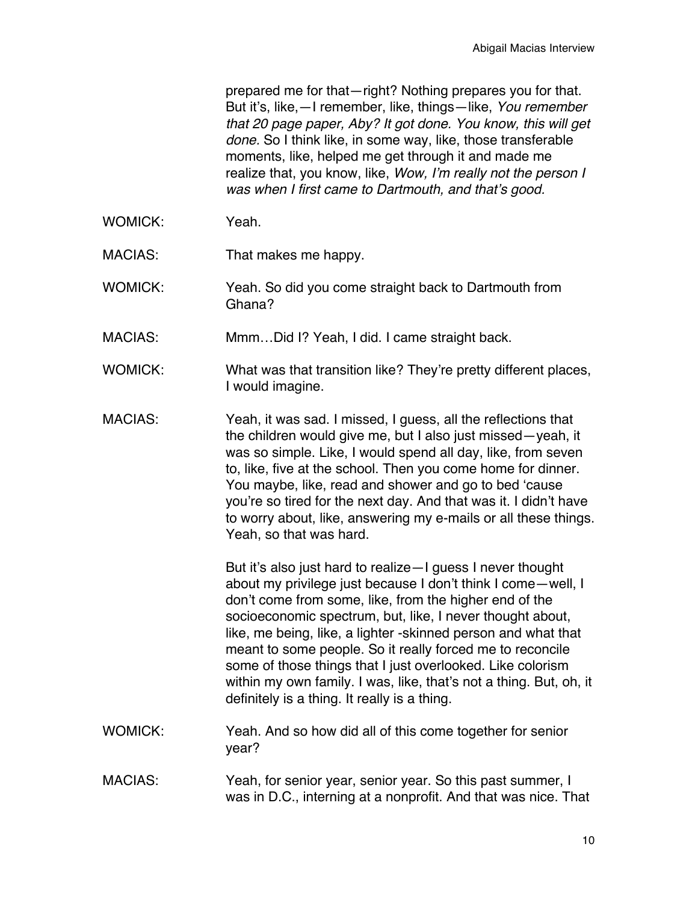prepared me for that—right? Nothing prepares you for that. But it's, like,—I remember, like, things—like, *You remember that 20 page paper, Aby? It got done. You know, this will get done.* So I think like, in some way, like, those transferable moments, like, helped me get through it and made me realize that, you know, like, *Wow, I'm really not the person I was when I first came to Dartmouth, and that's good.*

WOMICK: Yeah.

MACIAS: That makes me happy.

WOMICK: Yeah. So did you come straight back to Dartmouth from Ghana?

MACIAS: Mmm…Did I? Yeah, I did. I came straight back.

WOMICK: What was that transition like? They're pretty different places, I would imagine.

MACIAS: Yeah, it was sad. I missed, I guess, all the reflections that the children would give me, but I also just missed—yeah, it was so simple. Like, I would spend all day, like, from seven to, like, five at the school. Then you come home for dinner. You maybe, like, read and shower and go to bed 'cause you're so tired for the next day. And that was it. I didn't have to worry about, like, answering my e-mails or all these things. Yeah, so that was hard.

But it's also just hard to realize—I guess I never thought about my privilege just because I don't think I come—well, I don't come from some, like, from the higher end of the socioeconomic spectrum, but, like, I never thought about, like, me being, like, a lighter -skinned person and what that meant to some people. So it really forced me to reconcile some of those things that I just overlooked. Like colorism within my own family. I was, like, that's not a thing. But, oh, it definitely is a thing. It really is a thing.

WOMICK: Yeah. And so how did all of this come together for senior year?

MACIAS: Yeah, for senior year, senior year. So this past summer, I was in D.C., interning at a nonprofit. And that was nice. That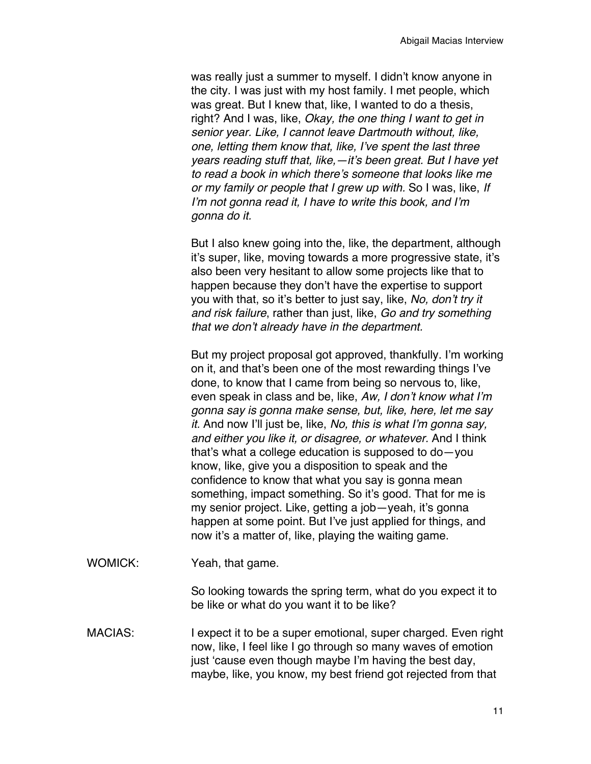was really just a summer to myself. I didn't know anyone in the city. I was just with my host family. I met people, which was great. But I knew that, like, I wanted to do a thesis, right? And I was, like, *Okay, the one thing I want to get in senior year. Like, I cannot leave Dartmouth without, like, one, letting them know that, like, I've spent the last three years reading stuff that, like,—it's been great. But I have yet to read a book in which there's someone that looks like me or my family or people that I grew up with.* So I was, like, *If I'm not gonna read it, I have to write this book, and I'm gonna do it.*

But I also knew going into the, like, the department, although it's super, like, moving towards a more progressive state, it's also been very hesitant to allow some projects like that to happen because they don't have the expertise to support you with that, so it's better to just say, like, *No, don't try it and risk failure*, rather than just, like, *Go and try something that we don't already have in the department.*

But my project proposal got approved, thankfully. I'm working on it, and that's been one of the most rewarding things I've done, to know that I came from being so nervous to, like, even speak in class and be, like, *Aw, I don't know what I'm gonna say is gonna make sense, but, like, here, let me say it.* And now I'll just be, like, *No, this is what I'm gonna say, and either you like it, or disagree, or whatever.* And I think that's what a college education is supposed to do—you know, like, give you a disposition to speak and the confidence to know that what you say is gonna mean something, impact something. So it's good. That for me is my senior project. Like, getting a job—yeah, it's gonna happen at some point. But I've just applied for things, and now it's a matter of, like, playing the waiting game.

WOMICK: Yeah, that game.

So looking towards the spring term, what do you expect it to be like or what do you want it to be like?

MACIAS: I expect it to be a super emotional, super charged. Even right now, like, I feel like I go through so many waves of emotion just 'cause even though maybe I'm having the best day, maybe, like, you know, my best friend got rejected from that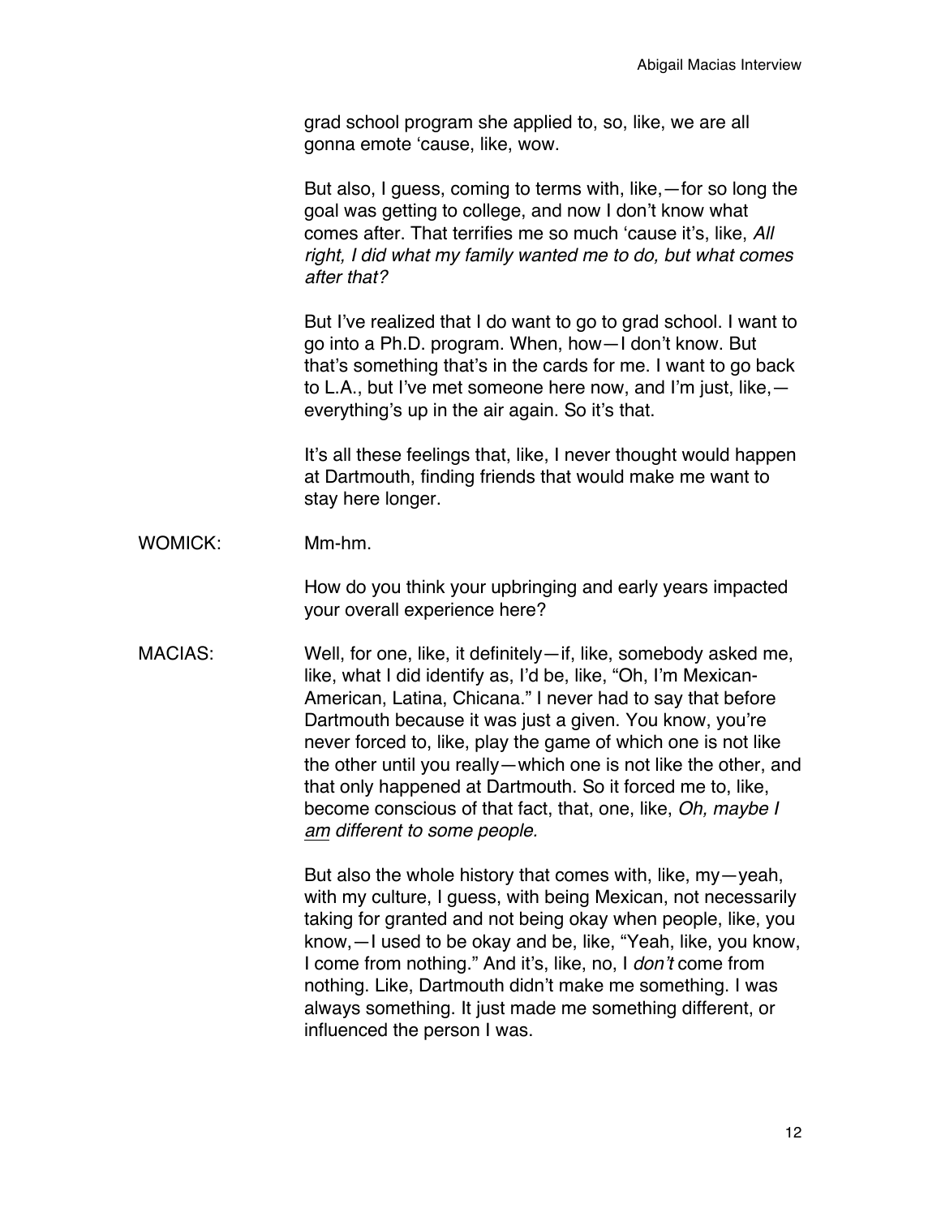grad school program she applied to, so, like, we are all gonna emote 'cause, like, wow.

But also, I guess, coming to terms with, like,—for so long the goal was getting to college, and now I don't know what comes after. That terrifies me so much 'cause it's, like, *All right, I did what my family wanted me to do, but what comes after that?*

But I've realized that I do want to go to grad school. I want to go into a Ph.D. program. When, how—I don't know. But that's something that's in the cards for me. I want to go back to L.A., but I've met someone here now, and I'm just, like,—everything's up in the air again. So it's that.

It's all these feelings that, like, I never thought would happen at Dartmouth, finding friends that would make me want to stay here longer.

WOMICK: Mm-hm.

How do you think your upbringing and early years impacted your overall experience here?

MACIAS: Well, for one, like, it definitely—if, like, somebody asked me, like, what I did identify as, I'd be, like, "Oh, I'm Mexican-American, Latina, Chicana." I never had to say that before Dartmouth because it was just a given. You know, you're never forced to, like, play the game of which one is not like the other until you really—which one is not like the other, and that only happened at Dartmouth. So it forced me to, like, become conscious of that fact, that, one, like, *Oh, maybe I am different to some people.*

But also the whole history that comes with, like, my—yeah, with my culture, I guess, with being Mexican, not necessarily taking for granted and not being okay when people, like, you know,—I used to be okay and be, like, "Yeah, like, you know, I come from nothing." And it's, like, no, I *don't* come from nothing. Like, Dartmouth didn't make me something. I was always something. It just made me something different, or influenced the person I was.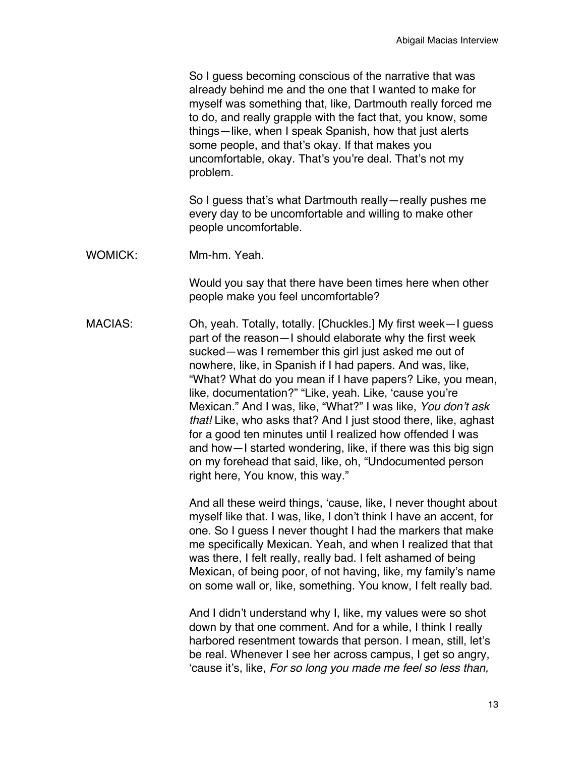So I guess becoming conscious of the narrative that was already behind me and the one that I wanted to make for myself was something that, like, Dartmouth really forced me to do, and really grapple with the fact that, you know, some things—like, when I speak Spanish, how that just alerts some people, and that's okay. If that makes you uncomfortable, okay. That's you're deal. That's not my problem.

So I guess that's what Dartmouth really—really pushes me every day to be uncomfortable and willing to make other people uncomfortable.

WOMICK: Mm-hm. Yeah.

Would you say that there have been times here when other people make you feel uncomfortable?

MACIAS: Oh, yeah. Totally, totally. [Chuckles.] My first week—I guess part of the reason—I should elaborate why the first week sucked—was I remember this girl just asked me out of nowhere, like, in Spanish if I had papers. And was, like, "What? What do you mean if I have papers? Like, you mean, like, documentation?" "Like, yeah. Like, 'cause you're Mexican." And I was, like, "What?" I was like, *You don't ask that!* Like, who asks that? And I just stood there, like, aghast for a good ten minutes until I realized how offended I was and how—I started wondering, like, if there was this big sign on my forehead that said, like, oh, "Undocumented person right here, You know, this way."

And all these weird things, 'cause, like, I never thought about myself like that. I was, like, I don't think I have an accent, for one. So I guess I never thought I had the markers that make me specifically Mexican. Yeah, and when I realized that that was there, I felt really, really bad. I felt ashamed of being Mexican, of being poor, of not having, like, my family's name on some wall or, like, something. You know, I felt really bad.

And I didn't understand why I, like, my values were so shot down by that one comment. And for a while, I think I really harbored resentment towards that person. I mean, still, let's be real. Whenever I see her across campus, I get so angry, 'cause it's, like, *For so long you made me feel so less than,*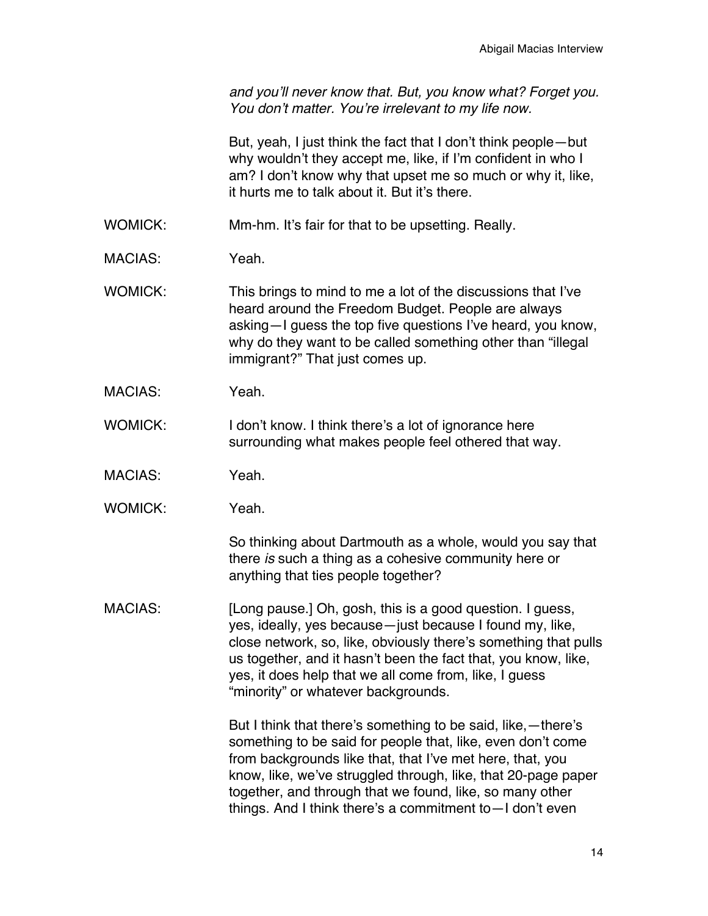*and you'll never know that. But, you know what? Forget you. You don't matter. You're irrelevant to my life now.*

But, yeah, I just think the fact that I don't think people—but why wouldn't they accept me, like, if I'm confident in who I am? I don't know why that upset me so much or why it, like, it hurts me to talk about it. But it's there.

WOMICK: Mm-hm. It's fair for that to be upsetting. Really.

MACIAS: Yeah.

WOMICK: This brings to mind to me a lot of the discussions that I've heard around the Freedom Budget. People are always asking—I guess the top five questions I've heard, you know, why do they want to be called something other than "illegal immigrant?" That just comes up.

MACIAS: Yeah.

WOMICK: I don't know. I think there's a lot of ignorance here surrounding what makes people feel othered that way.

MACIAS: Yeah.

WOMICK: Yeah.

So thinking about Dartmouth as a whole, would you say that there *is* such a thing as a cohesive community here or anything that ties people together?

MACIAS: [Long pause.] Oh, gosh, this is a good question. I guess, yes, ideally, yes because—just because I found my, like, close network, so, like, obviously there's something that pulls us together, and it hasn't been the fact that, you know, like, yes, it does help that we all come from, like, I guess "minority" or whatever backgrounds.

But I think that there's something to be said, like,—there's something to be said for people that, like, even don't come from backgrounds like that, that I've met here, that, you know, like, we've struggled through, like, that 20-page paper together, and through that we found, like, so many other things. And I think there's a commitment to—I don't even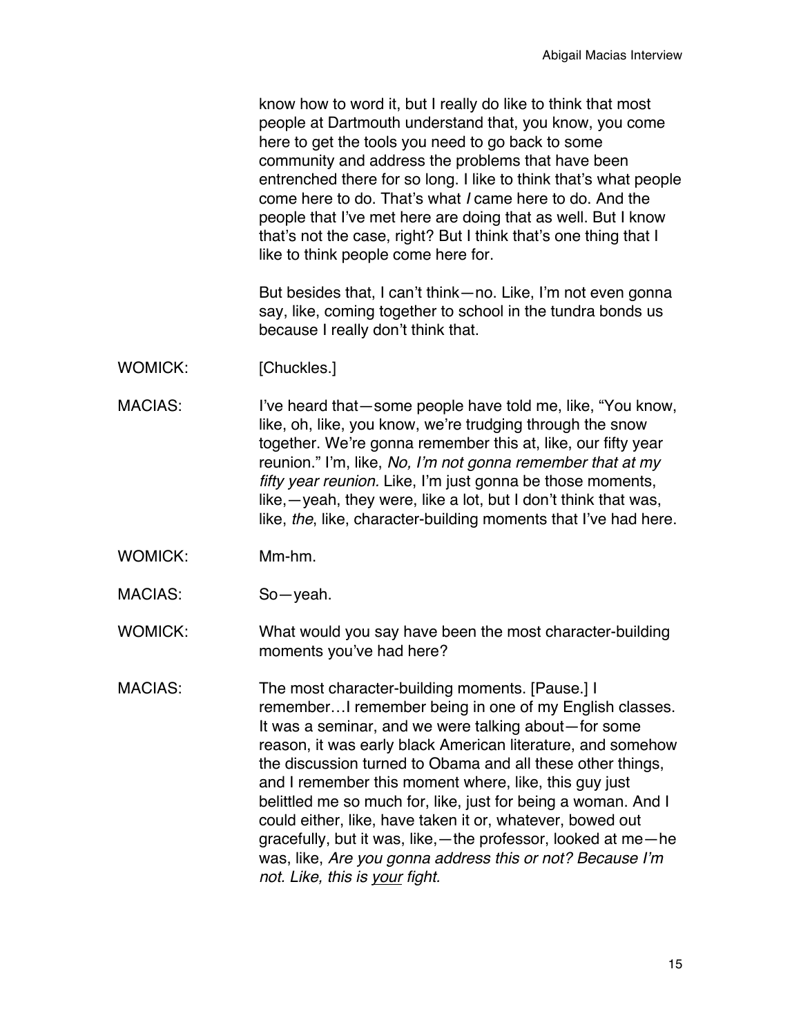know how to word it, but I really do like to think that most people at Dartmouth understand that, you know, you come here to get the tools you need to go back to some community and address the problems that have been entrenched there for so long. I like to think that's what people come here to do. That's what *I* came here to do. And the people that I've met here are doing that as well. But I know that's not the case, right? But I think that's one thing that I like to think people come here for.

But besides that, I can't think—no. Like, I'm not even gonna say, like, coming together to school in the tundra bonds us because I really don't think that.

WOMICK: [Chuckles.]

MACIAS: I've heard that—some people have told me, like, "You know, like, oh, like, you know, we're trudging through the snow together. We're gonna remember this at, like, our fifty year reunion." I'm, like, *No, I'm not gonna remember that at my fifty year reunion.* Like, I'm just gonna be those moments, like,—yeah, they were, like a lot, but I don't think that was, like, *the*, like, character-building moments that I've had here.

WOMICK: Mm-hm.

MACIAS: So—yeah.

WOMICK: What would you say have been the most character-building moments you've had here?

MACIAS: The most character-building moments. [Pause.] I remember…I remember being in one of my English classes. It was a seminar, and we were talking about—for some reason, it was early black American literature, and somehow the discussion turned to Obama and all these other things, and I remember this moment where, like, this guy just belittled me so much for, like, just for being a woman. And I could either, like, have taken it or, whatever, bowed out gracefully, but it was, like,—the professor, looked at me—he was, like, *Are you gonna address this or not? Because I'm not. Like, this is <u>your</u> fight.*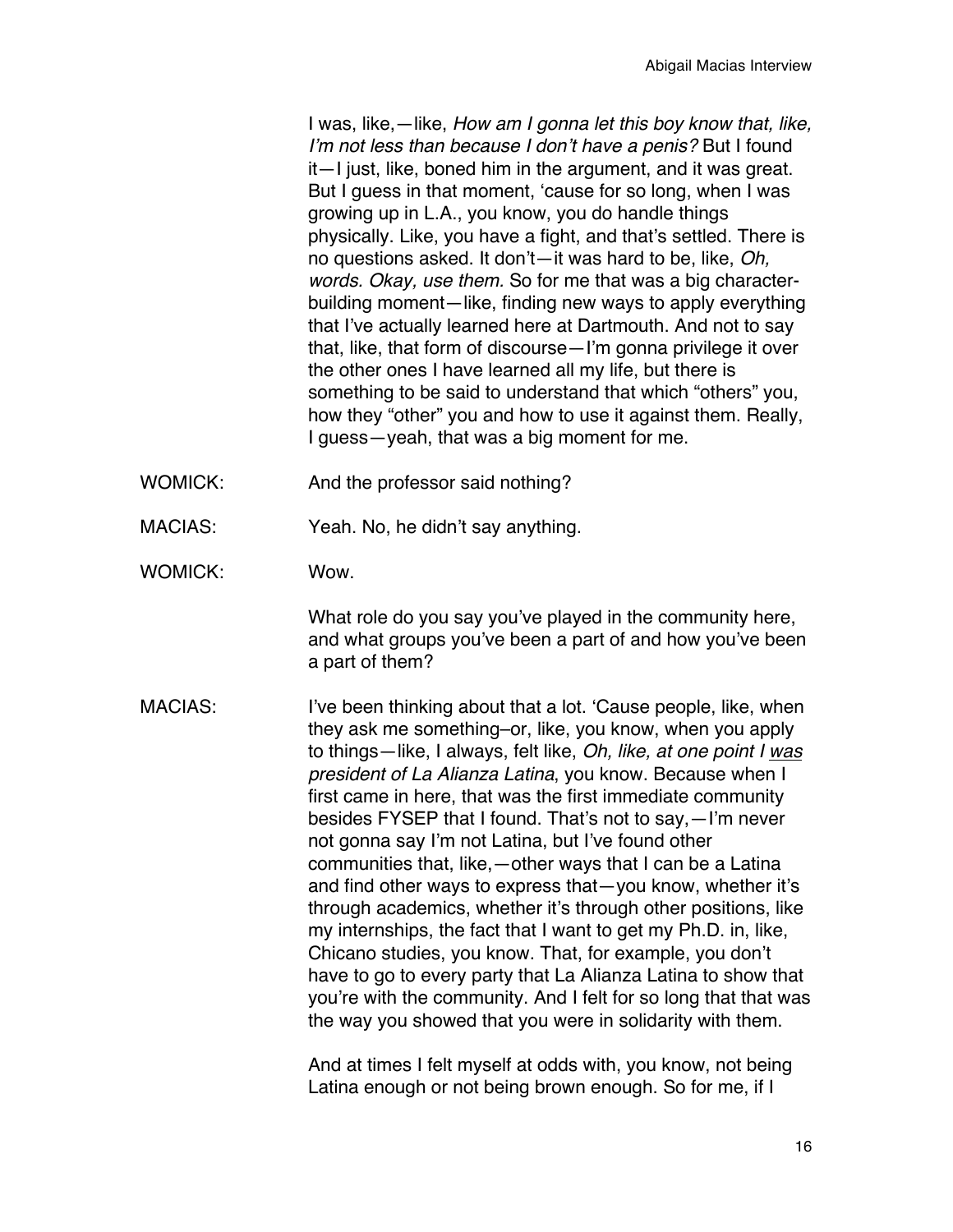I was, like,—like, *How am I gonna let this boy know that, like, I'm not less than because I don't have a penis?* But I found it—I just, like, boned him in the argument, and it was great. But I guess in that moment, 'cause for so long, when I was growing up in L.A., you know, you do handle things physically. Like, you have a fight, and that's settled. There is no questions asked. It don't—it was hard to be, like, *Oh, words. Okay, use them.* So for me that was a big character-building moment—like, finding new ways to apply everything that I've actually learned here at Dartmouth. And not to say that, like, that form of discourse—I'm gonna privilege it over the other ones I have learned all my life, but there is something to be said to understand that which "others" you, how they "other" you and how to use it against them. Really, I guess—yeah, that was a big moment for me.

WOMICK: And the professor said nothing?

MACIAS: Yeah. No, he didn't say anything.

WOMICK: Wow.

What role do you say you've played in the community here, and what groups you've been a part of and how you've been a part of them?

MACIAS: I've been thinking about that a lot. 'Cause people, like, when they ask me something–or, like, you know, when you apply to things—like, I always, felt like, *Oh, like, at one point I <u>was</u> president of La Alianza Latina*, you know. Because when I first came in here, that was the first immediate community besides FYSEP that I found. That's not to say,—I'm never not gonna say I'm not Latina, but I've found other communities that, like,—other ways that I can be a Latina and find other ways to express that—you know, whether it's through academics, whether it's through other positions, like my internships, the fact that I want to get my Ph.D. in, like, Chicano studies, you know. That, for example, you don't have to go to every party that La Alianza Latina to show that you're with the community. And I felt for so long that that was the way you showed that you were in solidarity with them.

And at times I felt myself at odds with, you know, not being Latina enough or not being brown enough. So for me, if I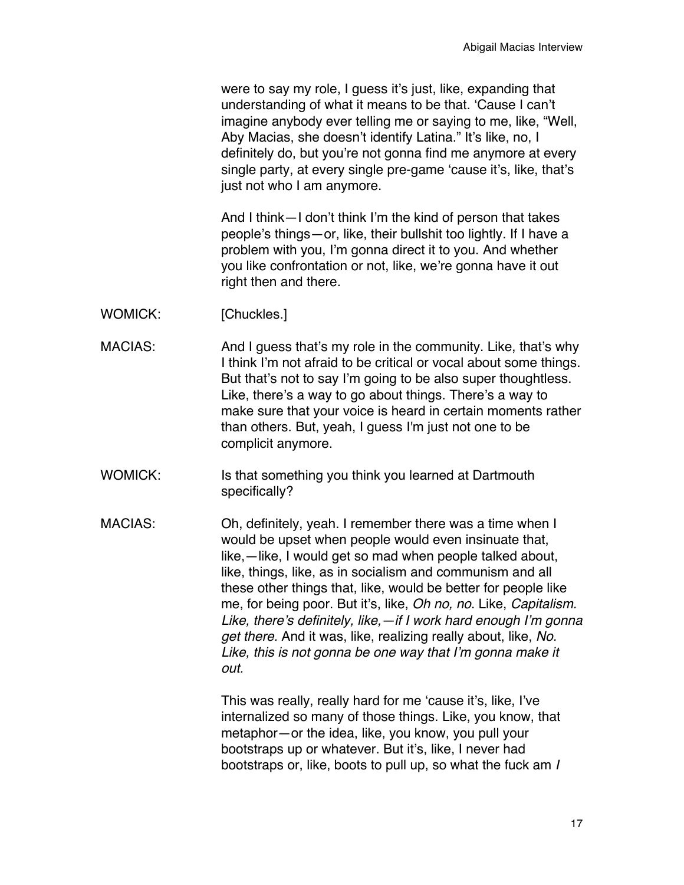were to say my role, I guess it's just, like, expanding that understanding of what it means to be that. 'Cause I can't imagine anybody ever telling me or saying to me, like, "Well, Aby Macias, she doesn't identify Latina." It's like, no, I definitely do, but you're not gonna find me anymore at every single party, at every single pre-game 'cause it's, like, that's just not who I am anymore.

And I think—I don't think I'm the kind of person that takes people's things—or, like, their bullshit too lightly. If I have a problem with you, I'm gonna direct it to you. And whether you like confrontation or not, like, we're gonna have it out right then and there.

WOMICK: [Chuckles.]

MACIAS: And I guess that's my role in the community. Like, that's why I think I'm not afraid to be critical or vocal about some things. But that's not to say I'm going to be also super thoughtless. Like, there's a way to go about things. There's a way to make sure that your voice is heard in certain moments rather than others. But, yeah, I guess I'm just not one to be complicit anymore.

WOMICK: Is that something you think you learned at Dartmouth specifically?

MACIAS: Oh, definitely, yeah. I remember there was a time when I would be upset when people would even insinuate that, like,—like, I would get so mad when people talked about, like, things, like, as in socialism and communism and all these other things that, like, would be better for people like me, for being poor. But it's, like, *Oh no, no*. Like, *Capitalism. Like, there's definitely, like,—if I work hard enough I'm gonna get there*. And it was, like, realizing really about, like, *No. Like, this is not gonna be one way that I'm gonna make it out*.

This was really, really hard for me 'cause it's, like, I've internalized so many of those things. Like, you know, that metaphor—or the idea, like, you know, you pull your bootstraps up or whatever. But it's, like, I never had bootstraps or, like, boots to pull up, so what the fuck am *I*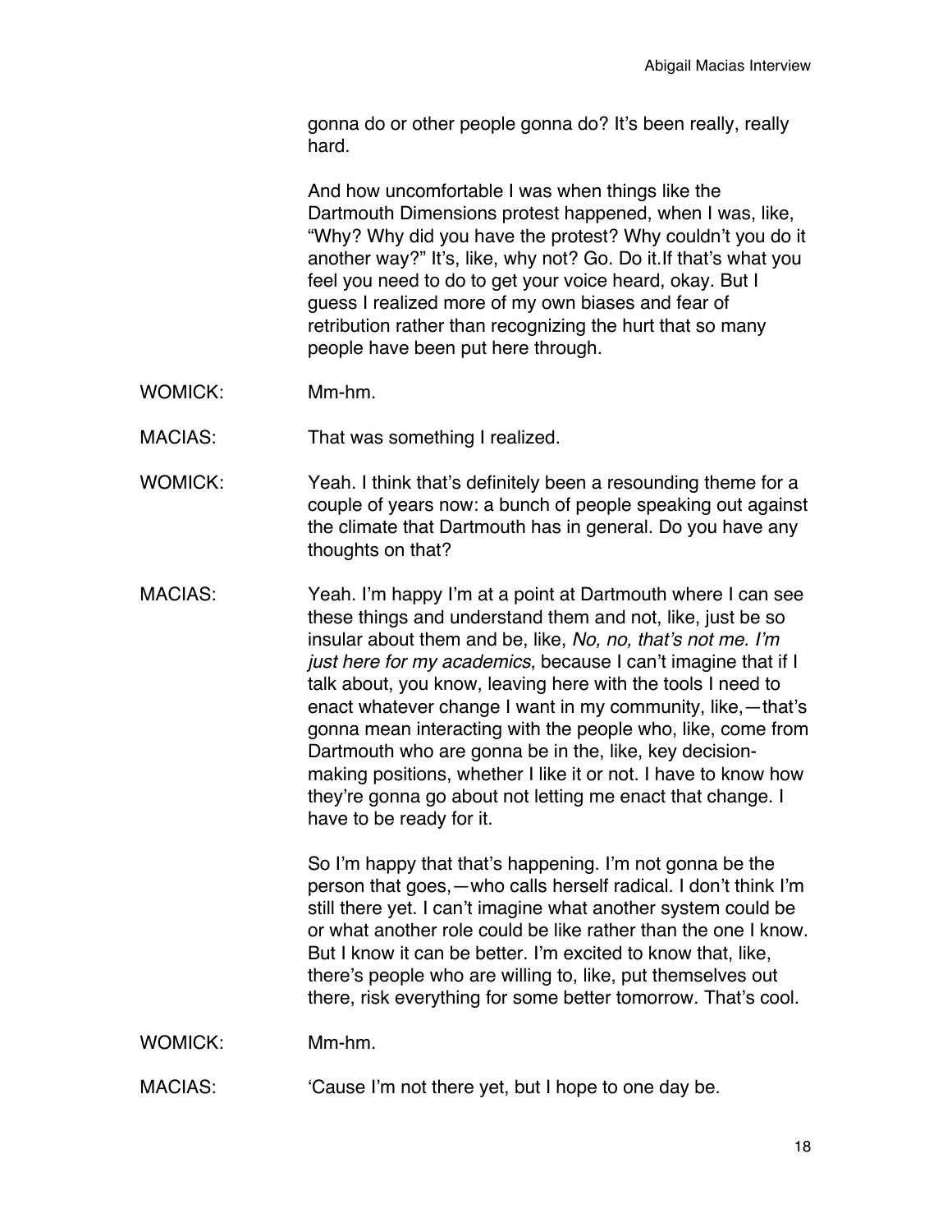gonna do or other people gonna do? It's been really, really hard.

And how uncomfortable I was when things like the Dartmouth Dimensions protest happened, when I was, like, "Why? Why did you have the protest? Why couldn't you do it another way?" It's, like, why not? Go. Do it.If that's what you feel you need to do to get your voice heard, okay. But I guess I realized more of my own biases and fear of retribution rather than recognizing the hurt that so many people have been put here through.

WOMICK: Mm-hm.

MACIAS: That was something I realized.

WOMICK: Yeah. I think that's definitely been a resounding theme for a couple of years now: a bunch of people speaking out against the climate that Dartmouth has in general. Do you have any thoughts on that?

MACIAS: Yeah. I'm happy I'm at a point at Dartmouth where I can see these things and understand them and not, like, just be so insular about them and be, like, *No, no, that's not me. I'm just here for my academics*, because I can't imagine that if I talk about, you know, leaving here with the tools I need to enact whatever change I want in my community, like,—that's gonna mean interacting with the people who, like, come from Dartmouth who are gonna be in the, like, key decision-making positions, whether I like it or not. I have to know how they're gonna go about not letting me enact that change. I have to be ready for it.

So I'm happy that that's happening. I'm not gonna be the person that goes,—who calls herself radical. I don't think I'm still there yet. I can't imagine what another system could be or what another role could be like rather than the one I know. But I know it can be better. I'm excited to know that, like, there's people who are willing to, like, put themselves out there, risk everything for some better tomorrow. That's cool.

WOMICK: Mm-hm.

MACIAS: 'Cause I'm not there yet, but I hope to one day be.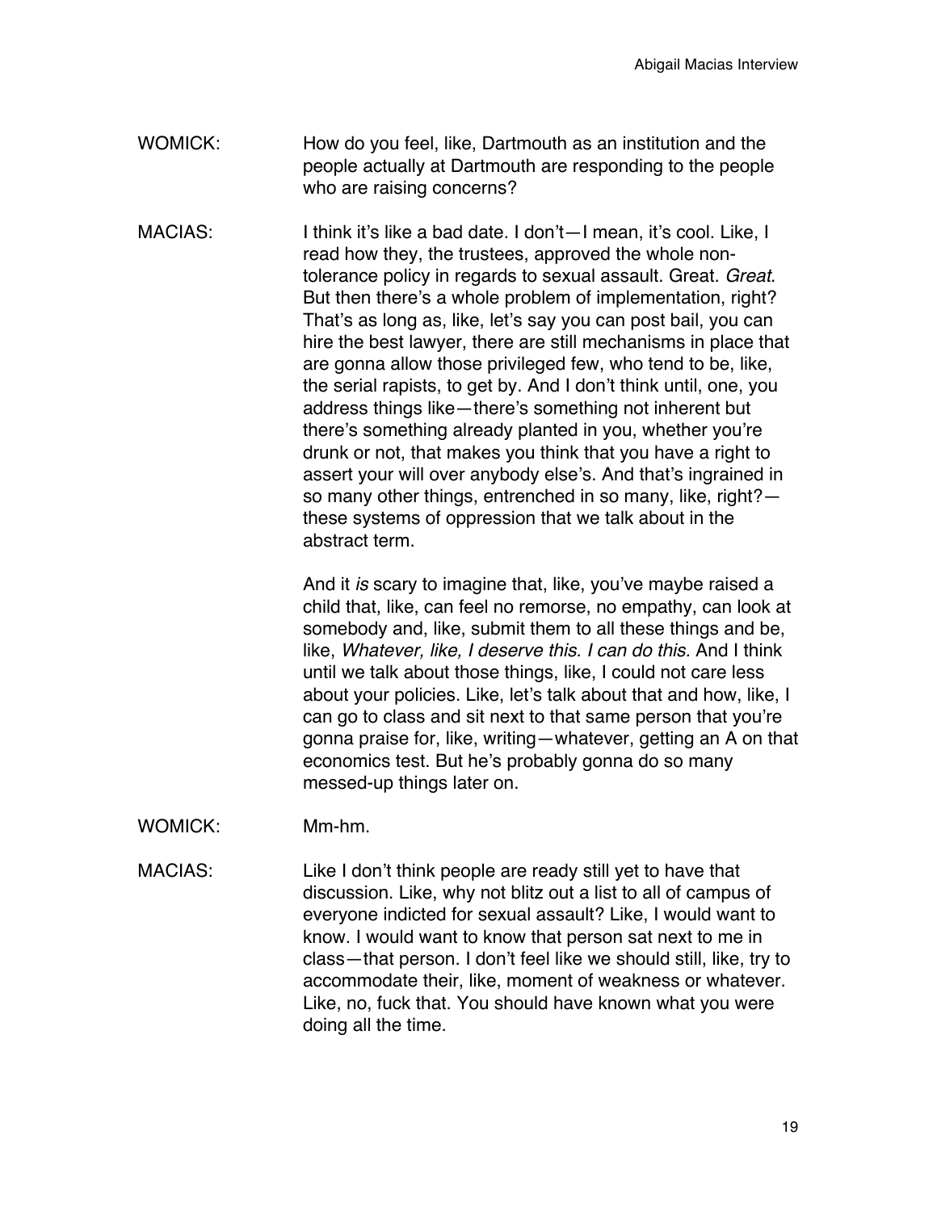WOMICK: How do you feel, like, Dartmouth as an institution and the people actually at Dartmouth are responding to the people who are raising concerns?

MACIAS: I think it's like a bad date. I don't—I mean, it's cool. Like, I read how they, the trustees, approved the whole non-tolerance policy in regards to sexual assault. Great. *Great*. But then there's a whole problem of implementation, right? That's as long as, like, let's say you can post bail, you can hire the best lawyer, there are still mechanisms in place that are gonna allow those privileged few, who tend to be, like, the serial rapists, to get by. And I don't think until, one, you address things like—there's something not inherent but there's something already planted in you, whether you're drunk or not, that makes you think that you have a right to assert your will over anybody else's. And that's ingrained in so many other things, entrenched in so many, like, right?—these systems of oppression that we talk about in the abstract term.

And it *is* scary to imagine that, like, you've maybe raised a child that, like, can feel no remorse, no empathy, can look at somebody and, like, submit them to all these things and be, like, *Whatever, like, I deserve this. I can do this.* And I think until we talk about those things, like, I could not care less about your policies. Like, let's talk about that and how, like, I can go to class and sit next to that same person that you're gonna praise for, like, writing—whatever, getting an A on that economics test. But he's probably gonna do so many messed-up things later on.

WOMICK: Mm-hm.

MACIAS: Like I don't think people are ready still yet to have that discussion. Like, why not blitz out a list to all of campus of everyone indicted for sexual assault? Like, I would want to know. I would want to know that person sat next to me in class—that person. I don't feel like we should still, like, try to accommodate their, like, moment of weakness or whatever. Like, no, fuck that. You should have known what you were doing all the time.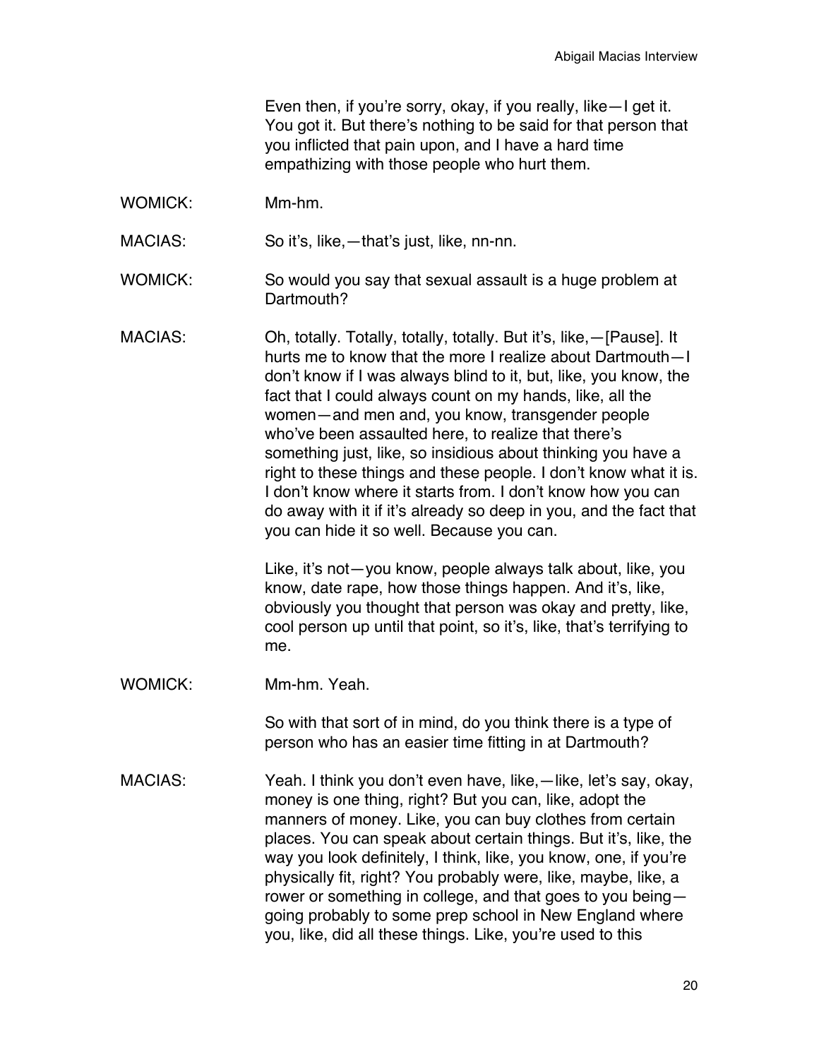Even then, if you're sorry, okay, if you really, like—I get it. You got it. But there's nothing to be said for that person that you inflicted that pain upon, and I have a hard time empathizing with those people who hurt them.

WOMICK: Mm-hm.

MACIAS: So it's, like,—that's just, like, nn-nn.

WOMICK: So would you say that sexual assault is a huge problem at Dartmouth?

MACIAS: Oh, totally. Totally, totally, totally. But it's, like,—[Pause]. It hurts me to know that the more I realize about Dartmouth—I don't know if I was always blind to it, but, like, you know, the fact that I could always count on my hands, like, all the women—and men and, you know, transgender people who've been assaulted here, to realize that there's something just, like, so insidious about thinking you have a right to these things and these people. I don't know what it is. I don't know where it starts from. I don't know how you can do away with it if it's already so deep in you, and the fact that you can hide it so well. Because you can.

Like, it's not—you know, people always talk about, like, you know, date rape, how those things happen. And it's, like, obviously you thought that person was okay and pretty, like, cool person up until that point, so it's, like, that's terrifying to me.

WOMICK: Mm-hm. Yeah.

So with that sort of in mind, do you think there is a type of person who has an easier time fitting in at Dartmouth?

MACIAS: Yeah. I think you don't even have, like,—like, let's say, okay, money is one thing, right? But you can, like, adopt the manners of money. Like, you can buy clothes from certain places. You can speak about certain things. But it's, like, the way you look definitely, I think, like, you know, one, if you're physically fit, right? You probably were, like, maybe, like, a rower or something in college, and that goes to you being—going probably to some prep school in New England where you, like, did all these things. Like, you're used to this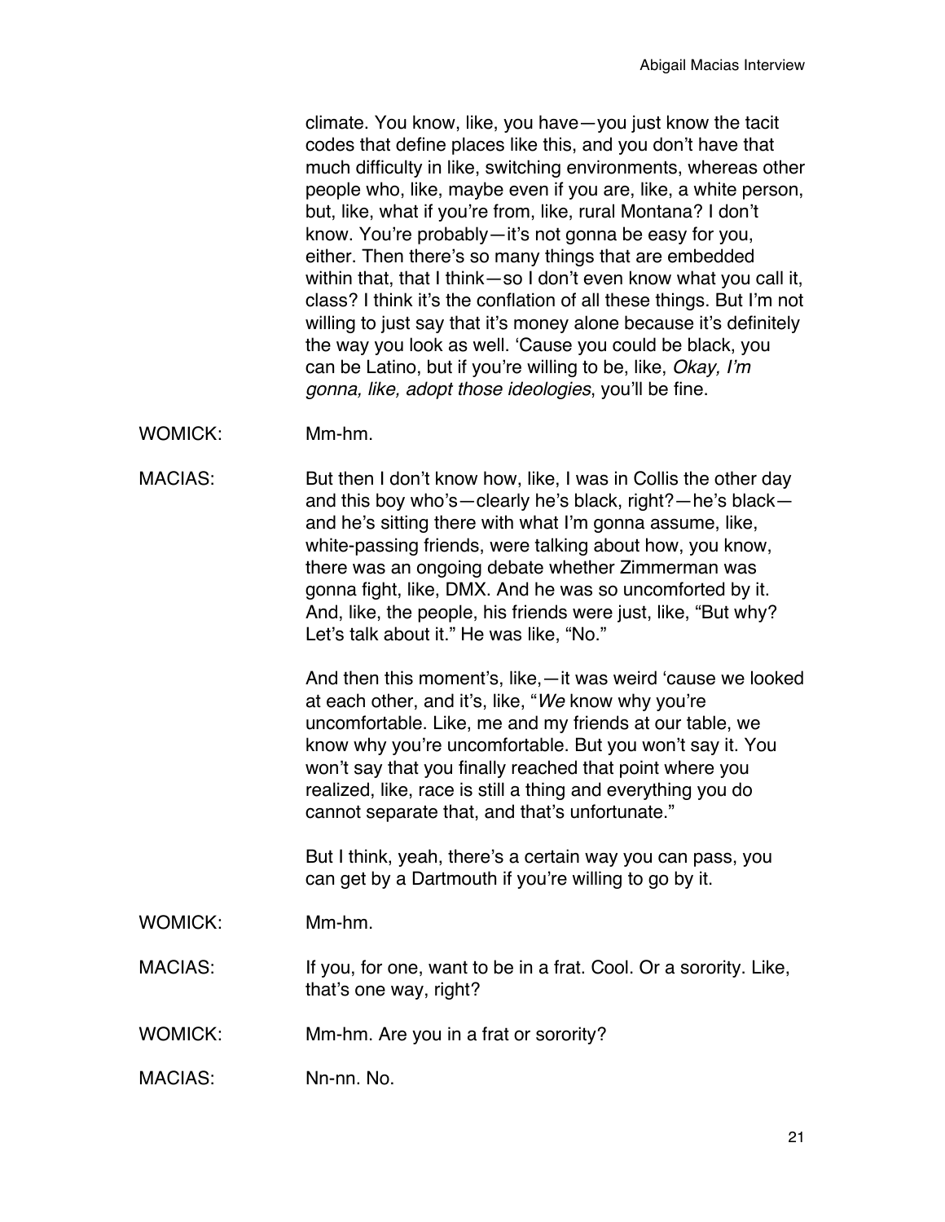climate. You know, like, you have—you just know the tacit codes that define places like this, and you don't have that much difficulty in like, switching environments, whereas other people who, like, maybe even if you are, like, a white person, but, like, what if you're from, like, rural Montana? I don't know. You're probably—it's not gonna be easy for you, either. Then there's so many things that are embedded within that, that I think—so I don't even know what you call it, class? I think it's the conflation of all these things. But I'm not willing to just say that it's money alone because it's definitely the way you look as well. 'Cause you could be black, you can be Latino, but if you're willing to be, like, *Okay, I'm gonna, like, adopt those ideologies*, you'll be fine.

WOMICK: Mm-hm.

MACIAS: But then I don't know how, like, I was in Collis the other day and this boy who's—clearly he's black, right?—he's black—and he's sitting there with what I'm gonna assume, like, white-passing friends, were talking about how, you know, there was an ongoing debate whether Zimmerman was gonna fight, like, DMX. And he was so uncomforted by it. And, like, the people, his friends were just, like, "But why? Let's talk about it." He was like, "No."

And then this moment's, like,—it was weird 'cause we looked at each other, and it's, like, "*We* know why you're uncomfortable. Like, me and my friends at our table, we know why you're uncomfortable. But you won't say it. You won't say that you finally reached that point where you realized, like, race is still a thing and everything you do cannot separate that, and that's unfortunate."

But I think, yeah, there's a certain way you can pass, you can get by a Dartmouth if you're willing to go by it.

WOMICK: Mm-hm.

MACIAS: If you, for one, want to be in a frat. Cool. Or a sorority. Like, that's one way, right?

WOMICK: Mm-hm. Are you in a frat or sorority?

MACIAS: Nn-nn. No.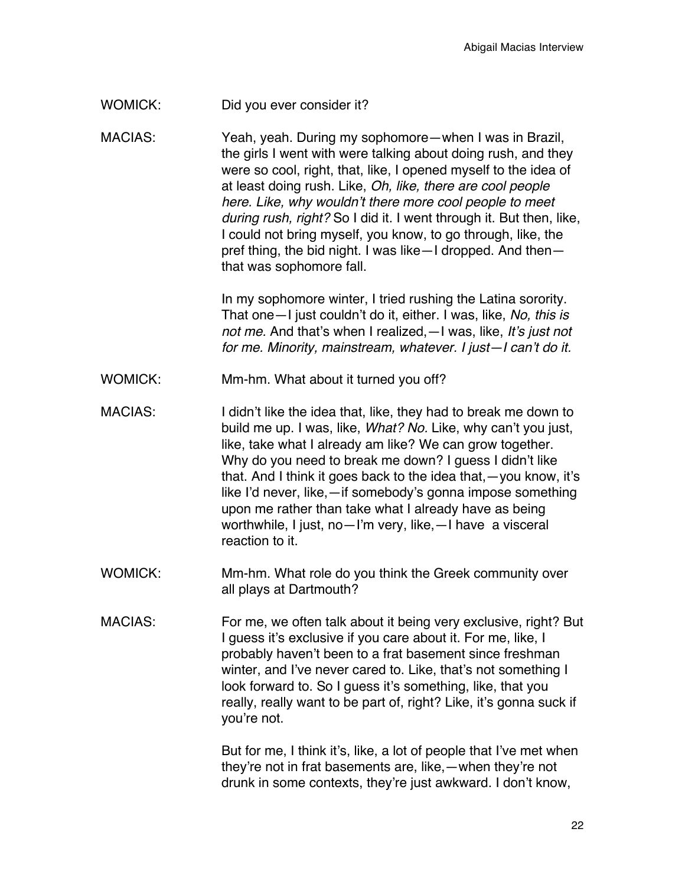WOMICK: Did you ever consider it?

MACIAS: Yeah, yeah. During my sophomore—when I was in Brazil, the girls I went with were talking about doing rush, and they were so cool, right, that, like, I opened myself to the idea of at least doing rush. Like, *Oh, like, there are cool people here. Like, why wouldn't there more cool people to meet during rush, right?* So I did it. I went through it. But then, like, I could not bring myself, you know, to go through, like, the pref thing, the bid night. I was like—I dropped. And then—that was sophomore fall.

In my sophomore winter, I tried rushing the Latina sorority. That one—I just couldn't do it, either. I was, like, *No, this is not me.* And that's when I realized,—I was, like, *It's just not for me. Minority, mainstream, whatever. I just—I can't do it.*

WOMICK: Mm-hm. What about it turned you off?

MACIAS: I didn't like the idea that, like, they had to break me down to build me up. I was, like, *What? No.* Like, why can't you just, like, take what I already am like? We can grow together. Why do you need to break me down? I guess I didn't like that. And I think it goes back to the idea that,—you know, it's like I'd never, like,—if somebody's gonna impose something upon me rather than take what I already have as being worthwhile, I just, no—I'm very, like,—I have a visceral reaction to it.

WOMICK: Mm-hm. What role do you think the Greek community over all plays at Dartmouth?

MACIAS: For me, we often talk about it being very exclusive, right? But I guess it's exclusive if you care about it. For me, like, I probably haven't been to a frat basement since freshman winter, and I've never cared to. Like, that's not something I look forward to. So I guess it's something, like, that you really, really want to be part of, right? Like, it's gonna suck if you're not.

But for me, I think it's, like, a lot of people that I've met when they're not in frat basements are, like,—when they're not drunk in some contexts, they're just awkward. I don't know,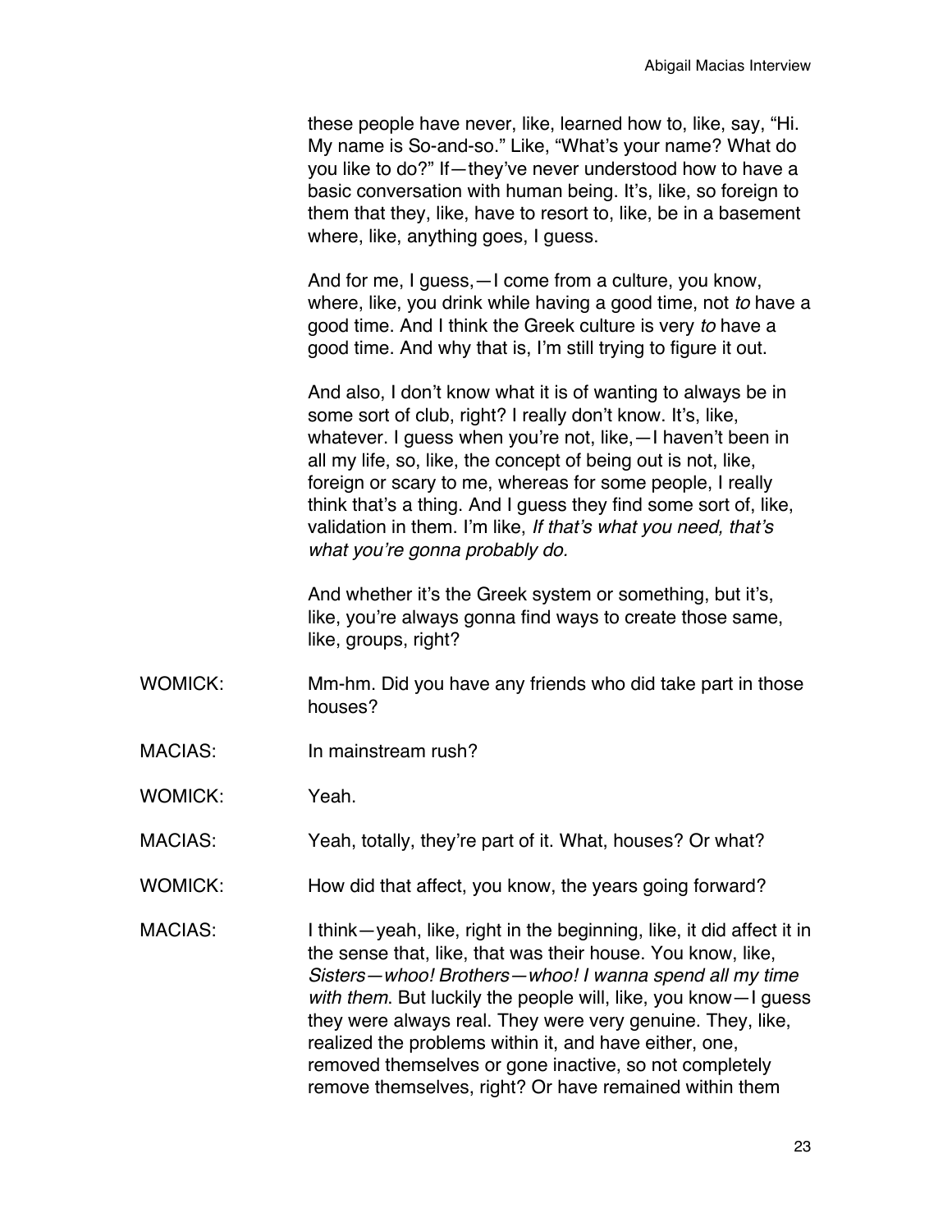these people have never, like, learned how to, like, say, "Hi. My name is So-and-so." Like, "What's your name? What do you like to do?" If—they've never understood how to have a basic conversation with human being. It's, like, so foreign to them that they, like, have to resort to, like, be in a basement where, like, anything goes, I guess.

And for me, I guess,—I come from a culture, you know, where, like, you drink while having a good time, not *to* have a good time. And I think the Greek culture is very *to* have a good time. And why that is, I'm still trying to figure it out.

And also, I don't know what it is of wanting to always be in some sort of club, right? I really don't know. It's, like, whatever. I guess when you're not, like,—I haven't been in all my life, so, like, the concept of being out is not, like, foreign or scary to me, whereas for some people, I really think that's a thing. And I guess they find some sort of, like, validation in them. I'm like, *If that's what you need, that's what you're gonna probably do.*

And whether it's the Greek system or something, but it's, like, you're always gonna find ways to create those same, like, groups, right?

WOMICK: Mm-hm. Did you have any friends who did take part in those houses?

MACIAS: In mainstream rush?

WOMICK: Yeah.

MACIAS: Yeah, totally, they're part of it. What, houses? Or what?

WOMICK: How did that affect, you know, the years going forward?

MACIAS: I think—yeah, like, right in the beginning, like, it did affect it in the sense that, like, that was their house. You know, like, *Sisters—whoo! Brothers—whoo! I wanna spend all my time with them*. But luckily the people will, like, you know—I guess they were always real. They were very genuine. They, like, realized the problems within it, and have either, one, removed themselves or gone inactive, so not completely remove themselves, right? Or have remained within them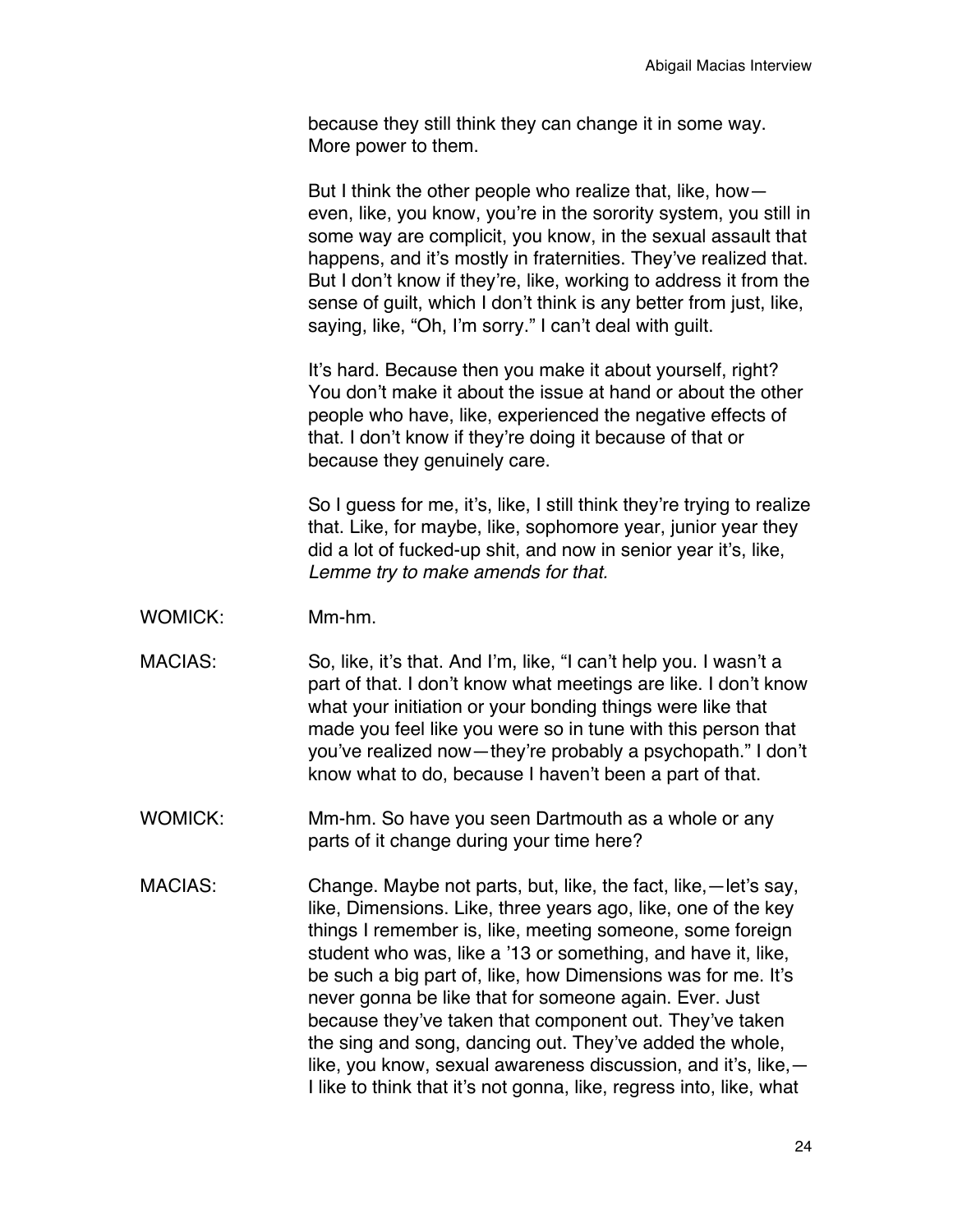because they still think they can change it in some way. More power to them.

But I think the other people who realize that, like, how—even, like, you know, you're in the sorority system, you still in some way are complicit, you know, in the sexual assault that happens, and it's mostly in fraternities. They've realized that. But I don't know if they're, like, working to address it from the sense of guilt, which I don't think is any better from just, like, saying, like, "Oh, I'm sorry." I can't deal with guilt.

It's hard. Because then you make it about yourself, right? You don't make it about the issue at hand or about the other people who have, like, experienced the negative effects of that. I don't know if they're doing it because of that or because they genuinely care.

So I guess for me, it's, like, I still think they're trying to realize that. Like, for maybe, like, sophomore year, junior year they did a lot of fucked-up shit, and now in senior year it's, like, *Lemme try to make amends for that.*

WOMICK: Mm-hm.

MACIAS: So, like, it's that. And I'm, like, "I can't help you. I wasn't a part of that. I don't know what meetings are like. I don't know what your initiation or your bonding things were like that made you feel like you were so in tune with this person that you've realized now—they're probably a psychopath." I don't know what to do, because I haven't been a part of that.

WOMICK: Mm-hm. So have you seen Dartmouth as a whole or any parts of it change during your time here?

MACIAS: Change. Maybe not parts, but, like, the fact, like,—let's say, like, Dimensions. Like, three years ago, like, one of the key things I remember is, like, meeting someone, some foreign student who was, like a '13 or something, and have it, like, be such a big part of, like, how Dimensions was for me. It's never gonna be like that for someone again. Ever. Just because they've taken that component out. They've taken the sing and song, dancing out. They've added the whole, like, you know, sexual awareness discussion, and it's, like,—I like to think that it's not gonna, like, regress into, like, what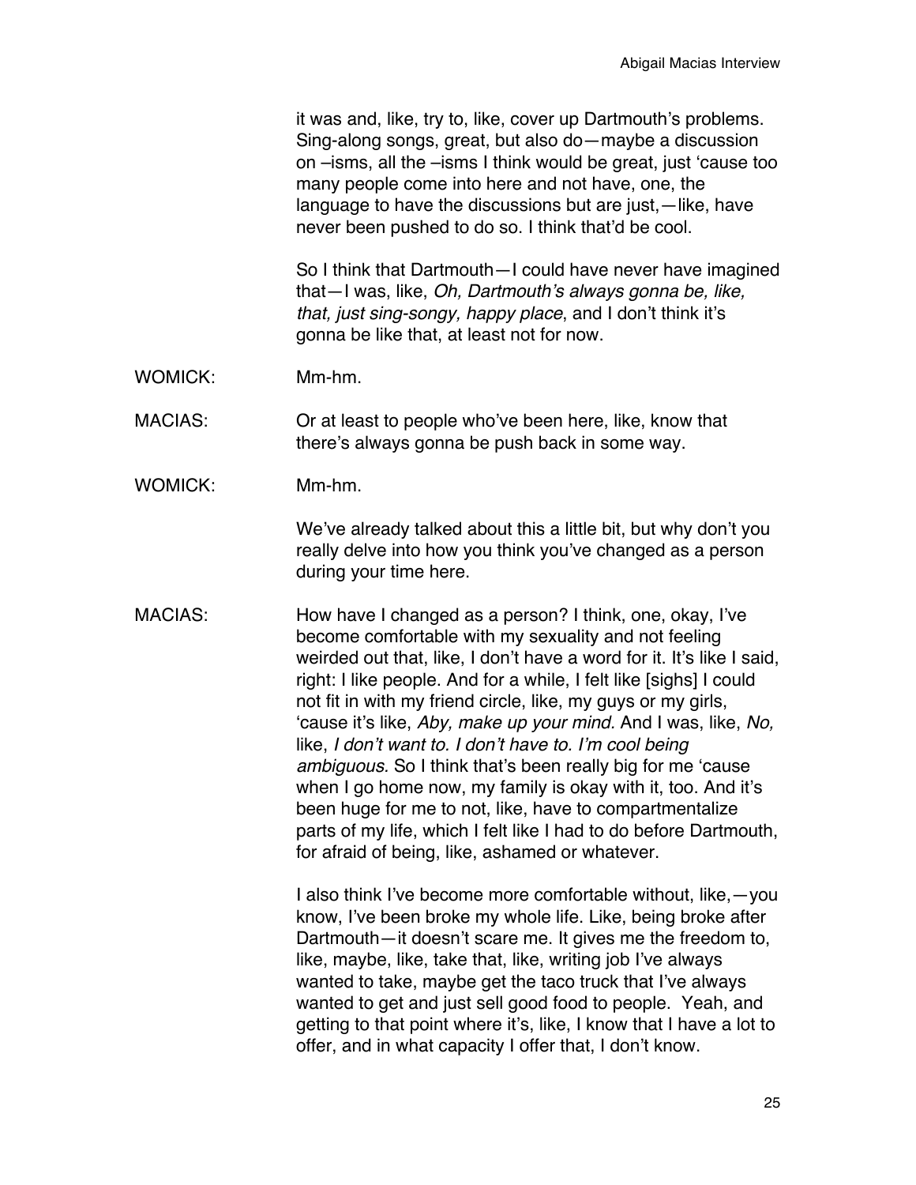it was and, like, try to, like, cover up Dartmouth's problems. Sing-along songs, great, but also do—maybe a discussion on –isms, all the –isms I think would be great, just 'cause too many people come into here and not have, one, the language to have the discussions but are just,—like, have never been pushed to do so. I think that'd be cool.

So I think that Dartmouth—I could have never have imagined that—I was, like, *Oh, Dartmouth's always gonna be, like, that, just sing-songy, happy place*, and I don't think it's gonna be like that, at least not for now.

WOMICK: Mm-hm.

MACIAS: Or at least to people who've been here, like, know that there's always gonna be push back in some way.

WOMICK: Mm-hm.

We've already talked about this a little bit, but why don't you really delve into how you think you've changed as a person during your time here.

MACIAS: How have I changed as a person? I think, one, okay, I've become comfortable with my sexuality and not feeling weirded out that, like, I don't have a word for it. It's like I said, right: I like people. And for a while, I felt like [sighs] I could not fit in with my friend circle, like, my guys or my girls, 'cause it's like, *Aby, make up your mind*. And I was, like, *No,* like, *I don't want to. I don't have to. I'm cool being ambiguous.* So I think that's been really big for me 'cause when I go home now, my family is okay with it, too. And it's been huge for me to not, like, have to compartmentalize parts of my life, which I felt like I had to do before Dartmouth, for afraid of being, like, ashamed or whatever.

I also think I've become more comfortable without, like,—you know, I've been broke my whole life. Like, being broke after Dartmouth—it doesn't scare me. It gives me the freedom to, like, maybe, like, take that, like, writing job I've always wanted to take, maybe get the taco truck that I've always wanted to get and just sell good food to people. Yeah, and getting to that point where it's, like, I know that I have a lot to offer, and in what capacity I offer that, I don't know.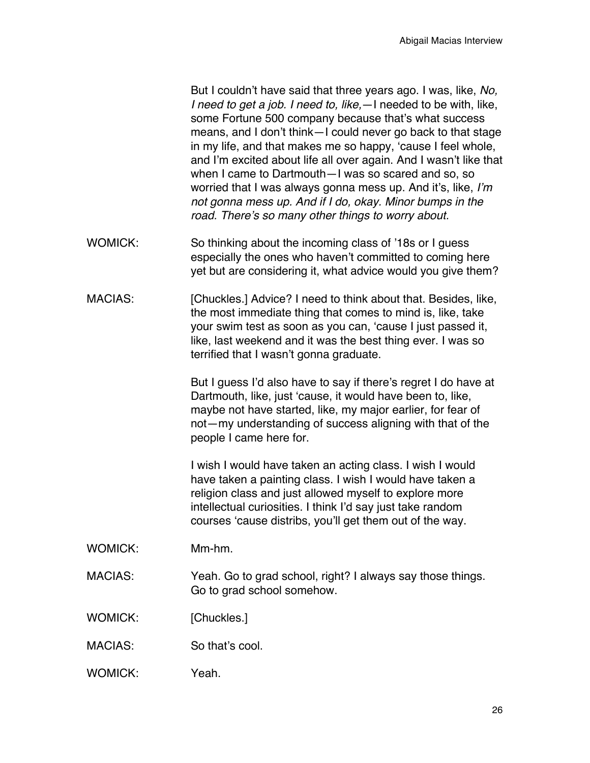But I couldn't have said that three years ago. I was, like, *No, I need to get a job. I need to, like,*—I needed to be with, like, some Fortune 500 company because that's what success means, and I don't think—I could never go back to that stage in my life, and that makes me so happy, 'cause I feel whole, and I'm excited about life all over again. And I wasn't like that when I came to Dartmouth—I was so scared and so, so worried that I was always gonna mess up. And it's, like, *I'm not gonna mess up. And if I do, okay. Minor bumps in the road. There's so many other things to worry about.*

WOMICK: So thinking about the incoming class of '18s or I guess especially the ones who haven't committed to coming here yet but are considering it, what advice would you give them?

MACIAS: [Chuckles.] Advice? I need to think about that. Besides, like, the most immediate thing that comes to mind is, like, take your swim test as soon as you can, 'cause I just passed it, like, last weekend and it was the best thing ever. I was so terrified that I wasn't gonna graduate.

But I guess I'd also have to say if there's regret I do have at Dartmouth, like, just 'cause, it would have been to, like, maybe not have started, like, my major earlier, for fear of not—my understanding of success aligning with that of the people I came here for.

I wish I would have taken an acting class. I wish I would have taken a painting class. I wish I would have taken a religion class and just allowed myself to explore more intellectual curiosities. I think I'd say just take random courses 'cause distribs, you'll get them out of the way.

WOMICK: Mm-hm.

MACIAS: Yeah. Go to grad school, right? I always say those things. Go to grad school somehow.

WOMICK: [Chuckles.]

MACIAS: So that's cool.

WOMICK: Yeah.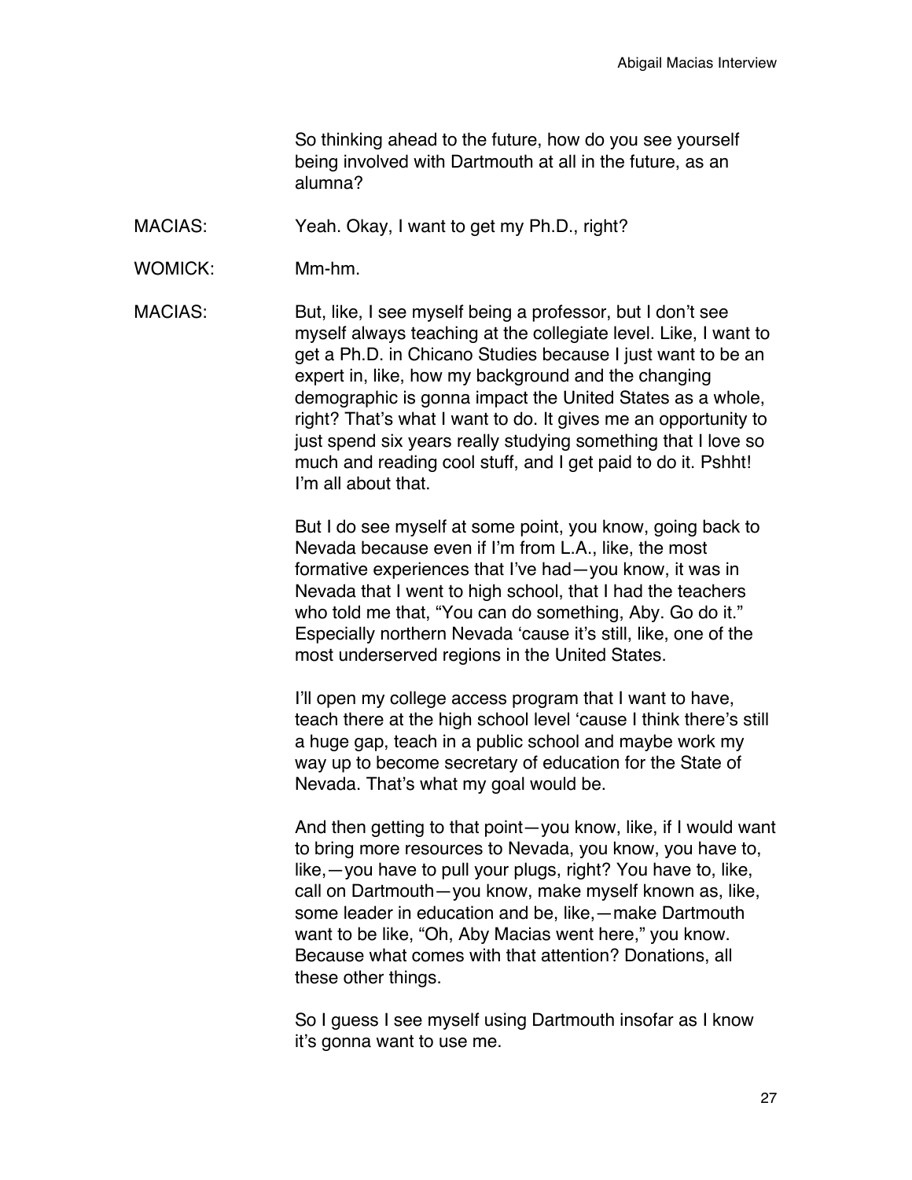So thinking ahead to the future, how do you see yourself being involved with Dartmouth at all in the future, as an alumna?

MACIAS: Yeah. Okay, I want to get my Ph.D., right?

WOMICK: Mm-hm.

MACIAS: But, like, I see myself being a professor, but I don't see myself always teaching at the collegiate level. Like, I want to get a Ph.D. in Chicano Studies because I just want to be an expert in, like, how my background and the changing demographic is gonna impact the United States as a whole, right? That's what I want to do. It gives me an opportunity to just spend six years really studying something that I love so much and reading cool stuff, and I get paid to do it. Pshht! I'm all about that.

But I do see myself at some point, you know, going back to Nevada because even if I'm from L.A., like, the most formative experiences that I've had—you know, it was in Nevada that I went to high school, that I had the teachers who told me that, "You can do something, Aby. Go do it." Especially northern Nevada 'cause it's still, like, one of the most underserved regions in the United States.

I'll open my college access program that I want to have, teach there at the high school level 'cause I think there's still a huge gap, teach in a public school and maybe work my way up to become secretary of education for the State of Nevada. That's what my goal would be.

And then getting to that point—you know, like, if I would want to bring more resources to Nevada, you know, you have to, like,—you have to pull your plugs, right? You have to, like, call on Dartmouth—you know, make myself known as, like, some leader in education and be, like,—make Dartmouth want to be like, "Oh, Aby Macias went here," you know. Because what comes with that attention? Donations, all these other things.

So I guess I see myself using Dartmouth insofar as I know it's gonna want to use me.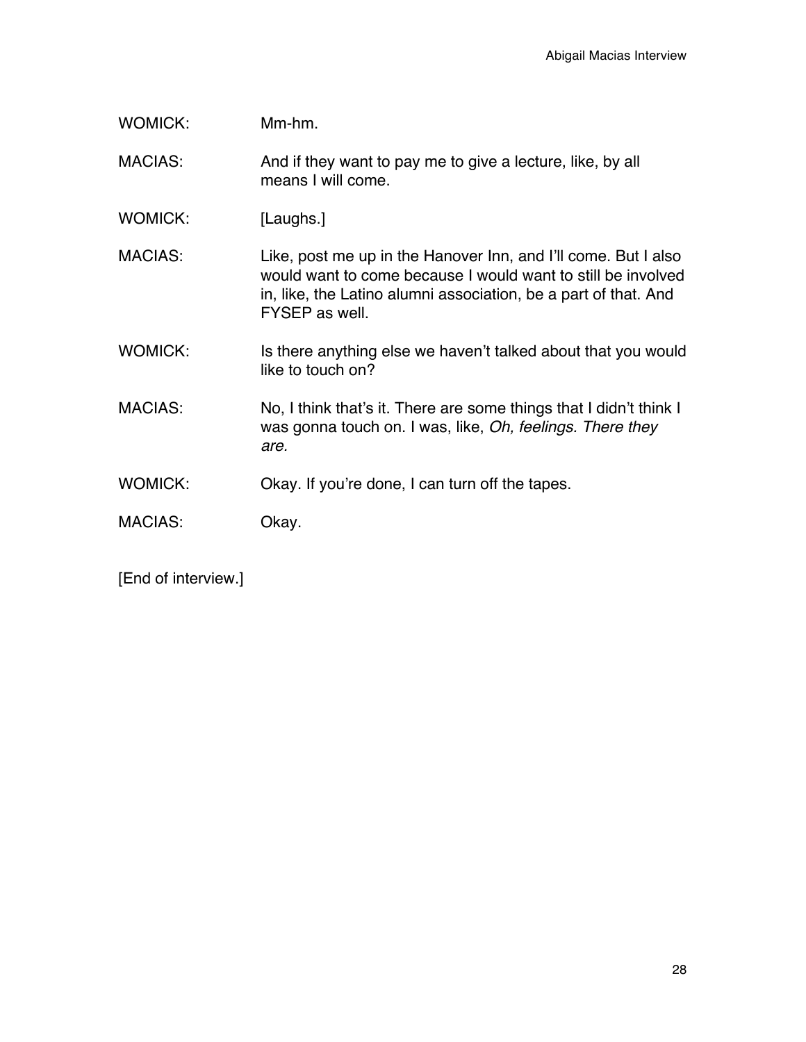WOMICK: Mm-hm.

MACIAS: And if they want to pay me to give a lecture, like, by all means I will come.

WOMICK: [Laughs.]

MACIAS: Like, post me up in the Hanover Inn, and I'll come. But I also would want to come because I would want to still be involved in, like, the Latino alumni association, be a part of that. And FYSEP as well.

WOMICK: Is there anything else we haven't talked about that you would like to touch on?

MACIAS: No, I think that's it. There are some things that I didn't think I was gonna touch on. I was, like, *Oh, feelings. There they are.*

WOMICK: Okay. If you're done, I can turn off the tapes.

MACIAS: Okay.

[End of interview.]